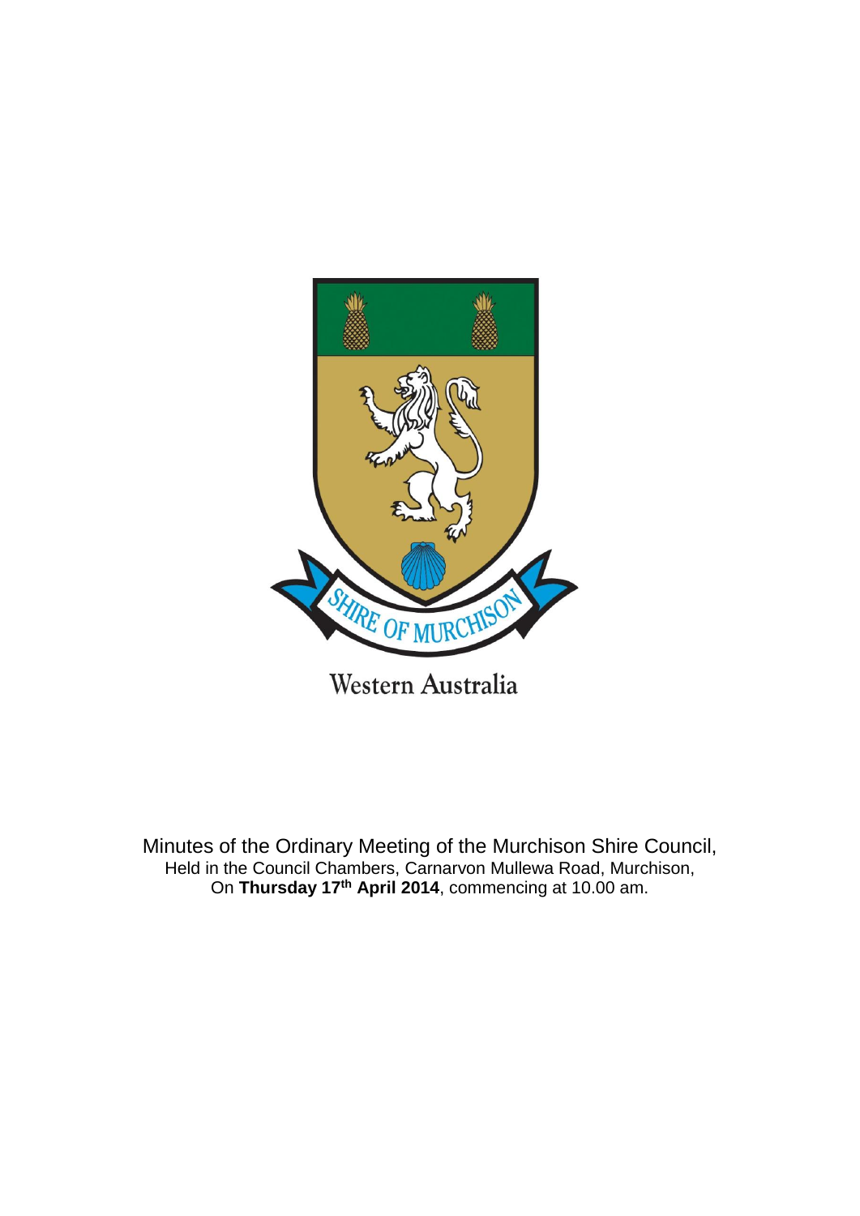SHIRE OF MURCHISON

Western Australia

Minutes of the Ordinary Meeting of the Murchison Shire Council,
Held in the Council Chambers, Carnarvon Mullewa Road, Murchison,
On **Thursday 17th April 2014**, commencing at 10.00 am.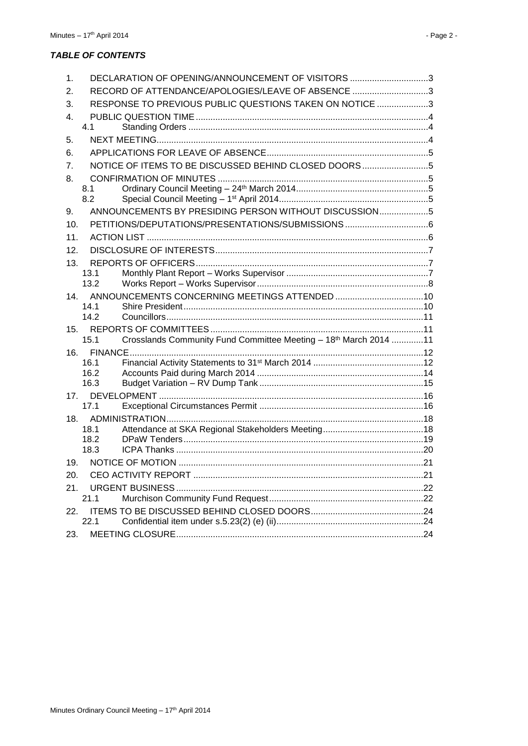***TABLE OF CONTENTS***

1. DECLARATION OF OPENING/ANNOUNCEMENT OF VISITORS ................................3
2. RECORD OF ATTENDANCE/APOLOGIES/LEAVE OF ABSENCE ...............................3
3. RESPONSE TO PREVIOUS PUBLIC QUESTIONS TAKEN ON NOTICE .....................3
4. PUBLIC QUESTION TIME ..............................................................................................4
   - 4.1 Standing Orders .................................................................................................4
5. NEXT MEETING..............................................................................................................4
6. APPLICATIONS FOR LEAVE OF ABSENCE..................................................................5
7. NOTICE OF ITEMS TO BE DISCUSSED BEHIND CLOSED DOORS...........................5
8. CONFIRMATION OF MINUTES .....................................................................................5
   - 8.1 Ordinary Council Meeting – 24th March 2014......................................................5
   - 8.2 Special Council Meeting – 1st April 2014.............................................................5
9. ANNOUNCEMENTS BY PRESIDING PERSON WITHOUT DISCUSSION....................5
10. PETITIONS/DEPUTATIONS/PRESENTATIONS/SUBMISSIONS ..................................6
11. ACTION LIST ..................................................................................................................6
12. DISCLOSURE OF INTERESTS......................................................................................7
13. REPORTS OF OFFICERS..............................................................................................7
   - 13.1 Monthly Plant Report – Works Supervisor ..........................................................7
   - 13.2 Works Report – Works Supervisor......................................................................8
14. ANNOUNCEMENTS CONCERNING MEETINGS ATTENDED ....................................10
   - 14.1 Shire President..................................................................................................10
   - 14.2 Councillors.........................................................................................................11
15. REPORTS OF COMMITTEES.......................................................................................11
   - 15.1 Crosslands Community Fund Committee Meeting – 18th March 2014 .............11
16. FINANCE........................................................................................................................12
   - 16.1 Financial Activity Statements to 31st March 2014 .............................................12
   - 16.2 Accounts Paid during March 2014 ....................................................................14
   - 16.3 Budget Variation – RV Dump Tank ...................................................................15
17. DEVELOPMENT ............................................................................................................16
   - 17.1 Exceptional Circumstances Permit ...................................................................16
18. ADMINISTRATION.........................................................................................................18
   - 18.1 Attendance at SKA Regional Stakeholders Meeting.........................................18
   - 18.2 DPaW Tenders..................................................................................................19
   - 18.3 ICPA Thanks .....................................................................................................20
19. NOTICE OF MOTION ....................................................................................................21
20. CEO ACTIVITY REPORT ..............................................................................................21
21. URGENT BUSINESS.....................................................................................................22
   - 21.1 Murchison Community Fund Request...............................................................22
22. ITEMS TO BE DISCUSSED BEHIND CLOSED DOORS..............................................24
   - 22.1 Confidential item under s.5.23(2) (e) (ii)............................................................24
23. MEETING CLOSURE.....................................................................................................24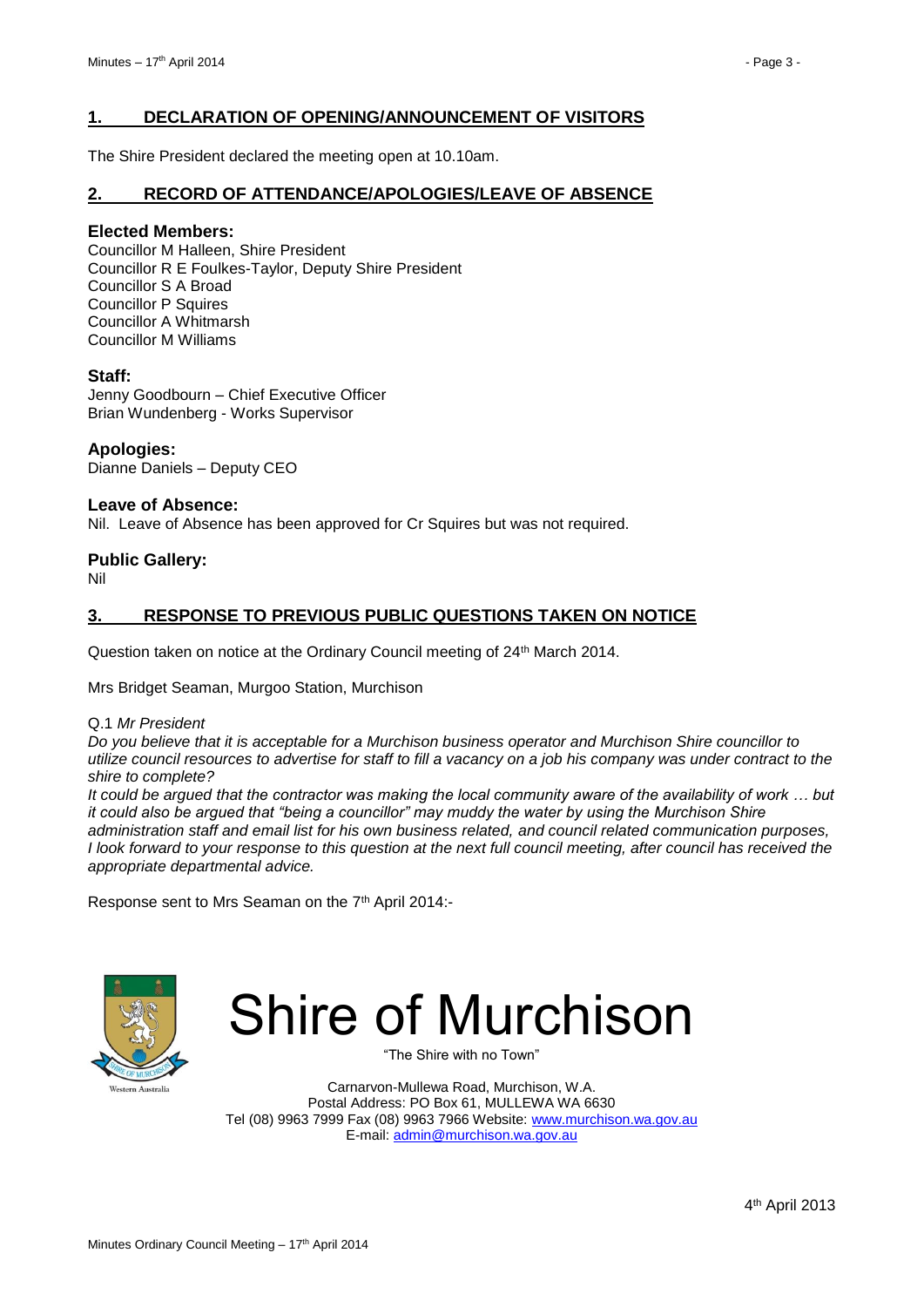## 1. DECLARATION OF OPENING/ANNOUNCEMENT OF VISITORS

The Shire President declared the meeting open at 10.10am.

## 2. RECORD OF ATTENDANCE/APOLOGIES/LEAVE OF ABSENCE

### Elected Members:

Councillor M Halleen, Shire President
Councillor R E Foulkes-Taylor, Deputy Shire President
Councillor S A Broad
Councillor P Squires
Councillor A Whitmarsh
Councillor M Williams

### Staff:

Jenny Goodbourn – Chief Executive Officer
Brian Wundenberg - Works Supervisor

### Apologies:

Dianne Daniels – Deputy CEO

### Leave of Absence:

Nil. Leave of Absence has been approved for Cr Squires but was not required.

### Public Gallery:

Nil

## 3. RESPONSE TO PREVIOUS PUBLIC QUESTIONS TAKEN ON NOTICE

Question taken on notice at the Ordinary Council meeting of 24th March 2014.

Mrs Bridget Seaman, Murgoo Station, Murchison

Q.1 *Mr President*

*Do you believe that it is acceptable for a Murchison business operator and Murchison Shire councillor to utilize council resources to advertise for staff to fill a vacancy on a job his company was under contract to the shire to complete?*

*It could be argued that the contractor was making the local community aware of the availability of work … but it could also be argued that "being a councillor" may muddy the water by using the Murchison Shire administration staff and email list for his own business related, and council related communication purposes, I look forward to your response to this question at the next full council meeting, after council has received the appropriate departmental advice.*

Response sent to Mrs Seaman on the 7th April 2014:-

# Shire of Murchison

"The Shire with no Town"

Carnarvon-Mullewa Road, Murchison, W.A.
Postal Address: PO Box 61, MULLEWA WA 6630
Tel (08) 9963 7999 Fax (08) 9963 7966 Website: www.murchison.wa.gov.au
E-mail: admin@murchison.wa.gov.au

4th April 2013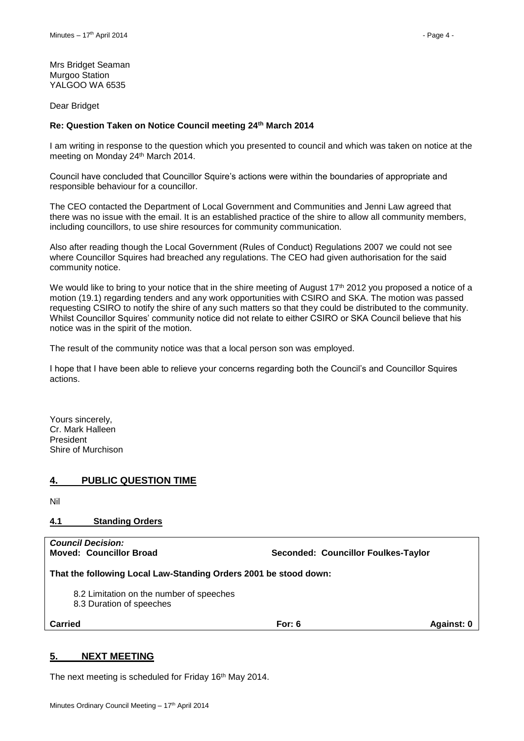Mrs Bridget Seaman
Murgoo Station
YALGOO WA 6535

Dear Bridget

**Re: Question Taken on Notice Council meeting 24th March 2014**

I am writing in response to the question which you presented to council and which was taken on notice at the meeting on Monday 24th March 2014.

Council have concluded that Councillor Squire's actions were within the boundaries of appropriate and responsible behaviour for a councillor.

The CEO contacted the Department of Local Government and Communities and Jenni Law agreed that there was no issue with the email. It is an established practice of the shire to allow all community members, including councillors, to use shire resources for community communication.

Also after reading though the Local Government (Rules of Conduct) Regulations 2007 we could not see where Councillor Squires had breached any regulations. The CEO had given authorisation for the said community notice.

We would like to bring to your notice that in the shire meeting of August 17th 2012 you proposed a notice of a motion (19.1) regarding tenders and any work opportunities with CSIRO and SKA. The motion was passed requesting CSIRO to notify the shire of any such matters so that they could be distributed to the community. Whilst Councillor Squires' community notice did not relate to either CSIRO or SKA Council believe that his notice was in the spirit of the motion.

The result of the community notice was that a local person son was employed.

I hope that I have been able to relieve your concerns regarding both the Council's and Councillor Squires actions.

Yours sincerely,
Cr. Mark Halleen
President
Shire of Murchison

## 4. PUBLIC QUESTION TIME

Nil

### 4.1 Standing Orders

| *Council Decision:* | | |
|---|---|---|
| **Moved: Councillor Broad** | **Seconded: Councillor Foulkes-Taylor** | |
| **That the following Local Law-Standing Orders 2001 be stood down:**<br>8.2 Limitation on the number of speeches<br>8.3 Duration of speeches | | |
| **Carried** | **For: 6** | **Against: 0** |

## 5. NEXT MEETING

The next meeting is scheduled for Friday 16th May 2014.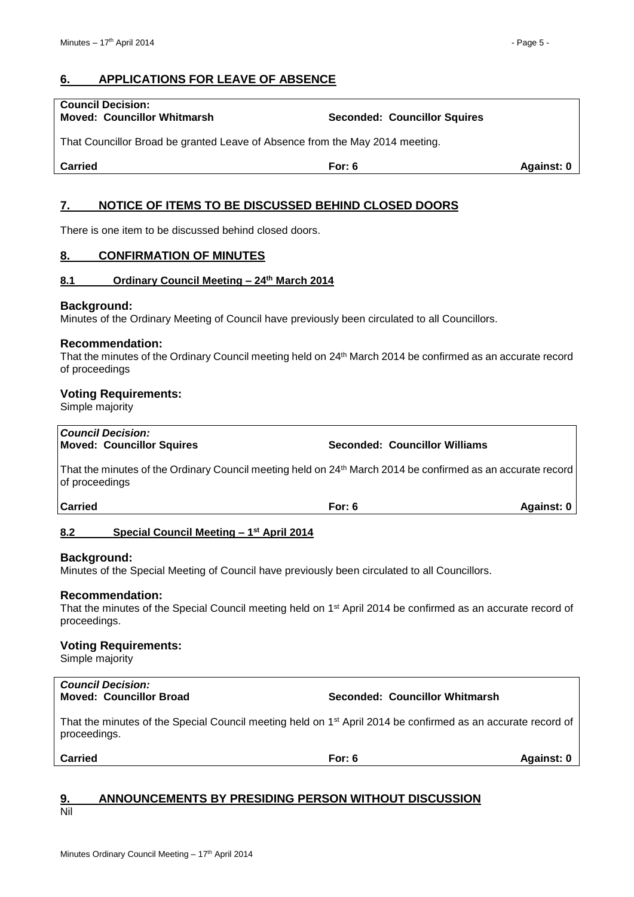## 6. APPLICATIONS FOR LEAVE OF ABSENCE

**Council Decision:**
**Moved: Councillor Whitmarsh** **Seconded: Councillor Squires**

That Councillor Broad be granted Leave of Absence from the May 2014 meeting.

**Carried** **For: 6** **Against: 0**

## 7. NOTICE OF ITEMS TO BE DISCUSSED BEHIND CLOSED DOORS

There is one item to be discussed behind closed doors.

## 8. CONFIRMATION OF MINUTES

### 8.1 Ordinary Council Meeting – 24th March 2014

**Background:**
Minutes of the Ordinary Meeting of Council have previously been circulated to all Councillors.

**Recommendation:**
That the minutes of the Ordinary Council meeting held on 24th March 2014 be confirmed as an accurate record of proceedings

**Voting Requirements:**
Simple majority

***Council Decision:***
**Moved: Councillor Squires** **Seconded: Councillor Williams**

That the minutes of the Ordinary Council meeting held on 24th March 2014 be confirmed as an accurate record of proceedings

**Carried** **For: 6** **Against: 0**

### 8.2 Special Council Meeting – 1st April 2014

**Background:**
Minutes of the Special Meeting of Council have previously been circulated to all Councillors.

**Recommendation:**
That the minutes of the Special Council meeting held on 1st April 2014 be confirmed as an accurate record of proceedings.

**Voting Requirements:**
Simple majority

***Council Decision:***
**Moved: Councillor Broad** **Seconded: Councillor Whitmarsh**

That the minutes of the Special Council meeting held on 1st April 2014 be confirmed as an accurate record of proceedings.

**Carried** **For: 6** **Against: 0**

## 9. ANNOUNCEMENTS BY PRESIDING PERSON WITHOUT DISCUSSION

Nil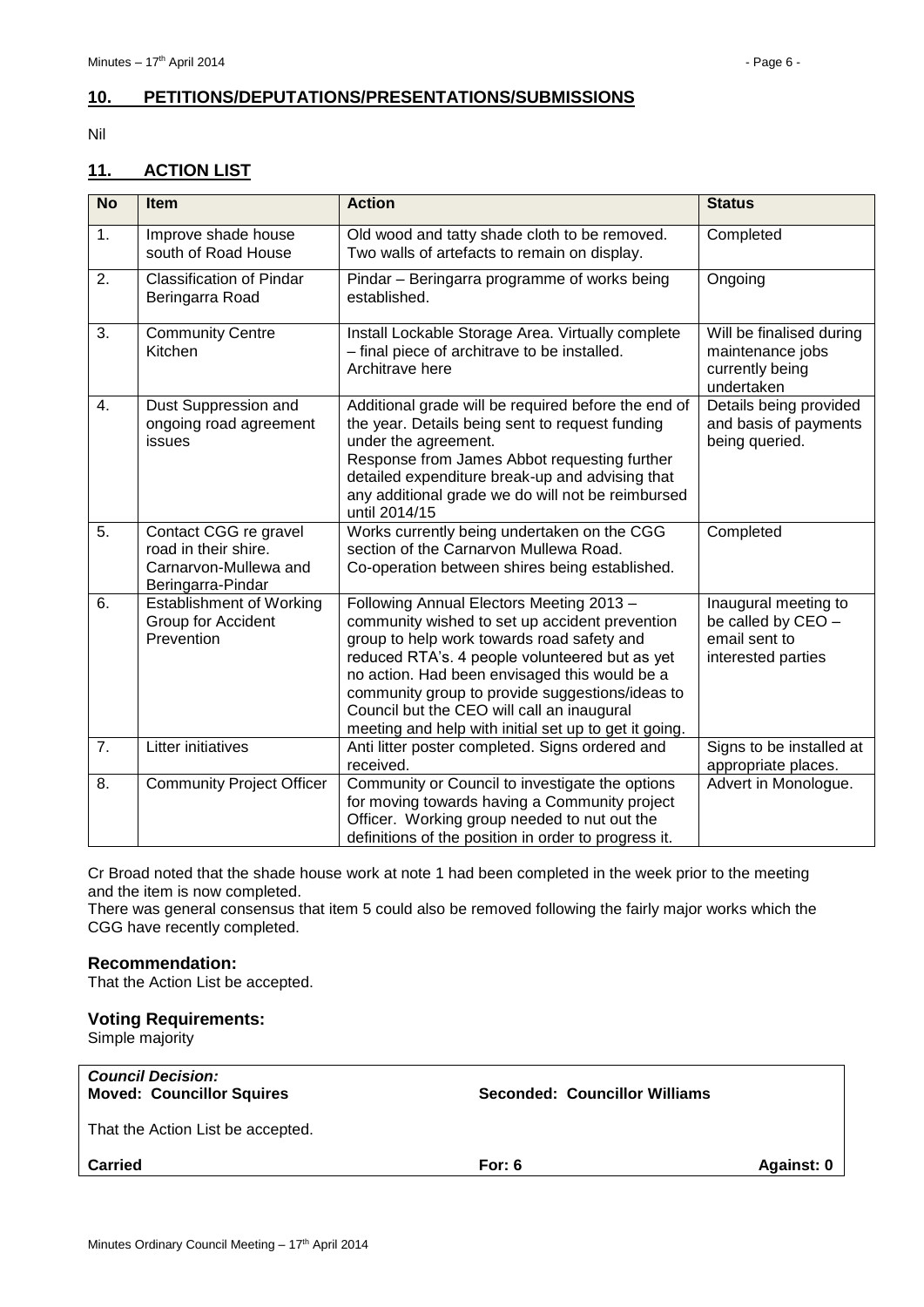## 10. PETITIONS/DEPUTATIONS/PRESENTATIONS/SUBMISSIONS

Nil

## 11. ACTION LIST

| No | Item | Action | Status |
|---|---|---|---|
| 1. | Improve shade house south of Road House | Old wood and tatty shade cloth to be removed. Two walls of artefacts to remain on display. | Completed |
| 2. | Classification of Pindar Beringarra Road | Pindar – Beringarra programme of works being established. | Ongoing |
| 3. | Community Centre Kitchen | Install Lockable Storage Area. Virtually complete – final piece of architrave to be installed. Architrave here | Will be finalised during maintenance jobs currently being undertaken |
| 4. | Dust Suppression and ongoing road agreement issues | Additional grade will be required before the end of the year. Details being sent to request funding under the agreement. Response from James Abbot requesting further detailed expenditure break-up and advising that any additional grade we do will not be reimbursed until 2014/15 | Details being provided and basis of payments being queried. |
| 5. | Contact CGG re gravel road in their shire. Carnarvon-Mullewa and Beringarra-Pindar | Works currently being undertaken on the CGG section of the Carnarvon Mullewa Road. Co-operation between shires being established. | Completed |
| 6. | Establishment of Working Group for Accident Prevention | Following Annual Electors Meeting 2013 – community wished to set up accident prevention group to help work towards road safety and reduced RTA's. 4 people volunteered but as yet no action. Had been envisaged this would be a community group to provide suggestions/ideas to Council but the CEO will call an inaugural meeting and help with initial set up to get it going. | Inaugural meeting to be called by CEO – email sent to interested parties |
| 7. | Litter initiatives | Anti litter poster completed. Signs ordered and received. | Signs to be installed at appropriate places. |
| 8. | Community Project Officer | Community or Council to investigate the options for moving towards having a Community project Officer. Working group needed to nut out the definitions of the position in order to progress it. | Advert in Monologue. |

Cr Broad noted that the shade house work at note 1 had been completed in the week prior to the meeting and the item is now completed.

There was general consensus that item 5 could also be removed following the fairly major works which the CGG have recently completed.

### Recommendation:

That the Action List be accepted.

### Voting Requirements:

Simple majority

***Council Decision:***
**Moved: Councillor Squires** **Seconded: Councillor Williams**

That the Action List be accepted.

**Carried** **For: 6** **Against: 0**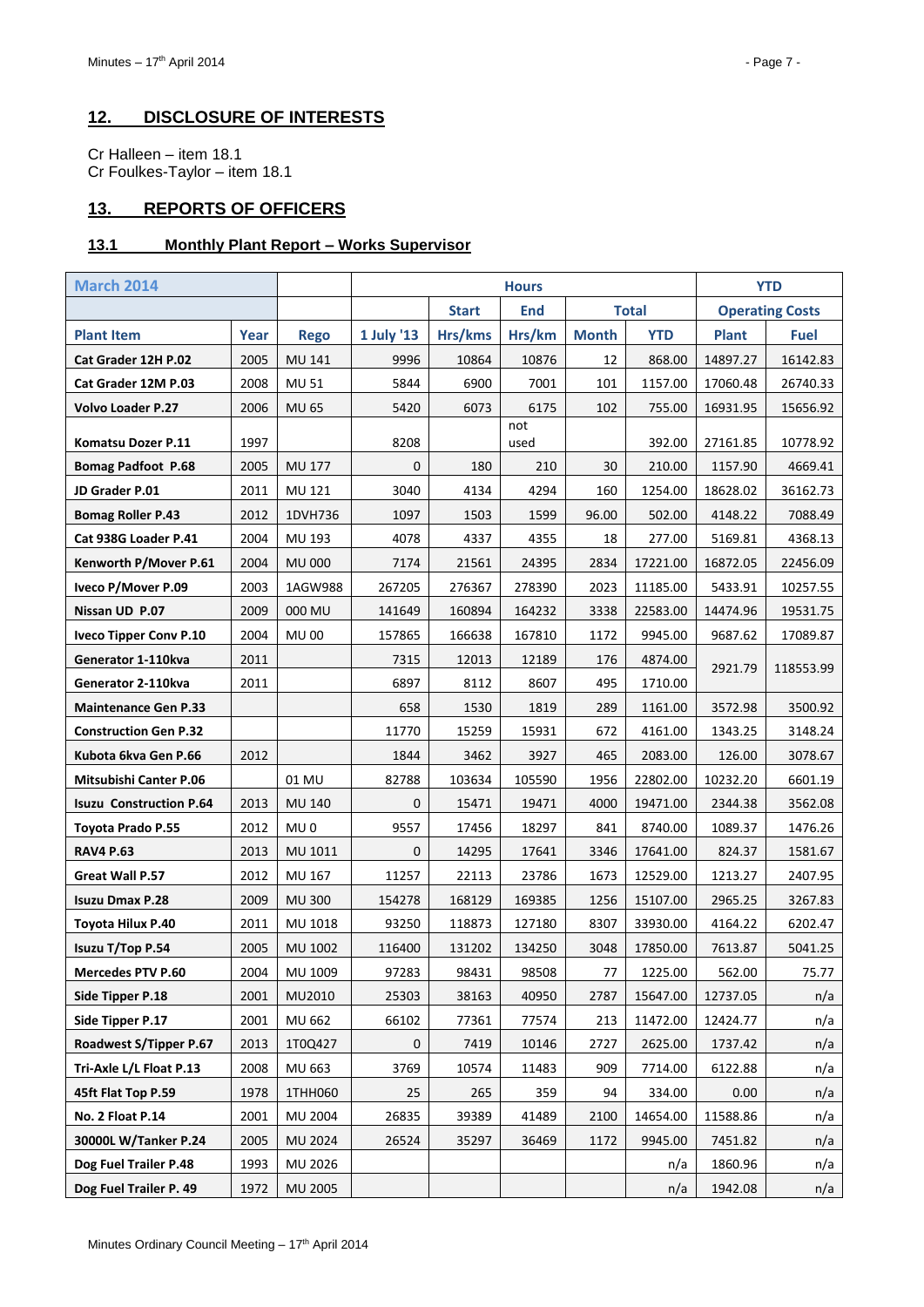## 12. DISCLOSURE OF INTERESTS

Cr Halleen – item 18.1
Cr Foulkes-Taylor – item 18.1

## 13. REPORTS OF OFFICERS

### 13.1 Monthly Plant Report – Works Supervisor

| March 2014 | | | Hours | | | | | YTD | |
|---|---|---|---|---|---|---|---|---|---|
| | | | | Start | End | Total | | Operating Costs | |
| Plant Item | Year | Rego | 1 July '13 | Hrs/kms | Hrs/km | Month | YTD | Plant | Fuel |
| Cat Grader 12H P.02 | 2005 | MU 141 | 9996 | 10864 | 10876 | 12 | 868.00 | 14897.27 | 16142.83 |
| Cat Grader 12M P.03 | 2008 | MU 51 | 5844 | 6900 | 7001 | 101 | 1157.00 | 17060.48 | 26740.33 |
| Volvo Loader P.27 | 2006 | MU 65 | 5420 | 6073 | 6175 | 102 | 755.00 | 16931.95 | 15656.92 |
| Komatsu Dozer P.11 | 1997 | | 8208 | | not used | | 392.00 | 27161.85 | 10778.92 |
| Bomag Padfoot P.68 | 2005 | MU 177 | 0 | 180 | 210 | 30 | 210.00 | 1157.90 | 4669.41 |
| JD Grader P.01 | 2011 | MU 121 | 3040 | 4134 | 4294 | 160 | 1254.00 | 18628.02 | 36162.73 |
| Bomag Roller P.43 | 2012 | 1DVH736 | 1097 | 1503 | 1599 | 96.00 | 502.00 | 4148.22 | 7088.49 |
| Cat 938G Loader P.41 | 2004 | MU 193 | 4078 | 4337 | 4355 | 18 | 277.00 | 5169.81 | 4368.13 |
| Kenworth P/Mover P.61 | 2004 | MU 000 | 7174 | 21561 | 24395 | 2834 | 17221.00 | 16872.05 | 22456.09 |
| Iveco P/Mover P.09 | 2003 | 1AGW988 | 267205 | 276367 | 278390 | 2023 | 11185.00 | 5433.91 | 10257.55 |
| Nissan UD P.07 | 2009 | 000 MU | 141649 | 160894 | 164232 | 3338 | 22583.00 | 14474.96 | 19531.75 |
| Iveco Tipper Conv P.10 | 2004 | MU 00 | 157865 | 166638 | 167810 | 1172 | 9945.00 | 9687.62 | 17089.87 |
| Generator 1-110kva | 2011 | | 7315 | 12013 | 12189 | 176 | 4874.00 | 2921.79 | 118553.99 |
| Generator 2-110kva | 2011 | | 6897 | 8112 | 8607 | 495 | 1710.00 | | |
| Maintenance Gen P.33 | | | 658 | 1530 | 1819 | 289 | 1161.00 | 3572.98 | 3500.92 |
| Construction Gen P.32 | | | 11770 | 15259 | 15931 | 672 | 4161.00 | 1343.25 | 3148.24 |
| Kubota 6kva Gen P.66 | 2012 | | 1844 | 3462 | 3927 | 465 | 2083.00 | 126.00 | 3078.67 |
| Mitsubishi Canter P.06 | | 01 MU | 82788 | 103634 | 105590 | 1956 | 22802.00 | 10232.20 | 6601.19 |
| Isuzu Construction P.64 | 2013 | MU 140 | 0 | 15471 | 19471 | 4000 | 19471.00 | 2344.38 | 3562.08 |
| Toyota Prado P.55 | 2012 | MU 0 | 9557 | 17456 | 18297 | 841 | 8740.00 | 1089.37 | 1476.26 |
| RAV4 P.63 | 2013 | MU 1011 | 0 | 14295 | 17641 | 3346 | 17641.00 | 824.37 | 1581.67 |
| Great Wall P.57 | 2012 | MU 167 | 11257 | 22113 | 23786 | 1673 | 12529.00 | 1213.27 | 2407.95 |
| Isuzu Dmax P.28 | 2009 | MU 300 | 154278 | 168129 | 169385 | 1256 | 15107.00 | 2965.25 | 3267.83 |
| Toyota Hilux P.40 | 2011 | MU 1018 | 93250 | 118873 | 127180 | 8307 | 33930.00 | 4164.22 | 6202.47 |
| Isuzu T/Top P.54 | 2005 | MU 1002 | 116400 | 131202 | 134250 | 3048 | 17850.00 | 7613.87 | 5041.25 |
| Mercedes PTV P.60 | 2004 | MU 1009 | 97283 | 98431 | 98508 | 77 | 1225.00 | 562.00 | 75.77 |
| Side Tipper P.18 | 2001 | MU2010 | 25303 | 38163 | 40950 | 2787 | 15647.00 | 12737.05 | n/a |
| Side Tipper P.17 | 2001 | MU 662 | 66102 | 77361 | 77574 | 213 | 11472.00 | 12424.77 | n/a |
| Roadwest S/Tipper P.67 | 2013 | 1T0Q427 | 0 | 7419 | 10146 | 2727 | 2625.00 | 1737.42 | n/a |
| Tri-Axle L/L Float P.13 | 2008 | MU 663 | 3769 | 10574 | 11483 | 909 | 7714.00 | 6122.88 | n/a |
| 45ft Flat Top P.59 | 1978 | 1THH060 | 25 | 265 | 359 | 94 | 334.00 | 0.00 | n/a |
| No. 2 Float P.14 | 2001 | MU 2004 | 26835 | 39389 | 41489 | 2100 | 14654.00 | 11588.86 | n/a |
| 30000L W/Tanker P.24 | 2005 | MU 2024 | 26524 | 35297 | 36469 | 1172 | 9945.00 | 7451.82 | n/a |
| Dog Fuel Trailer P.48 | 1993 | MU 2026 | | | | | n/a | 1860.96 | n/a |
| Dog Fuel Trailer P. 49 | 1972 | MU 2005 | | | | | n/a | 1942.08 | n/a |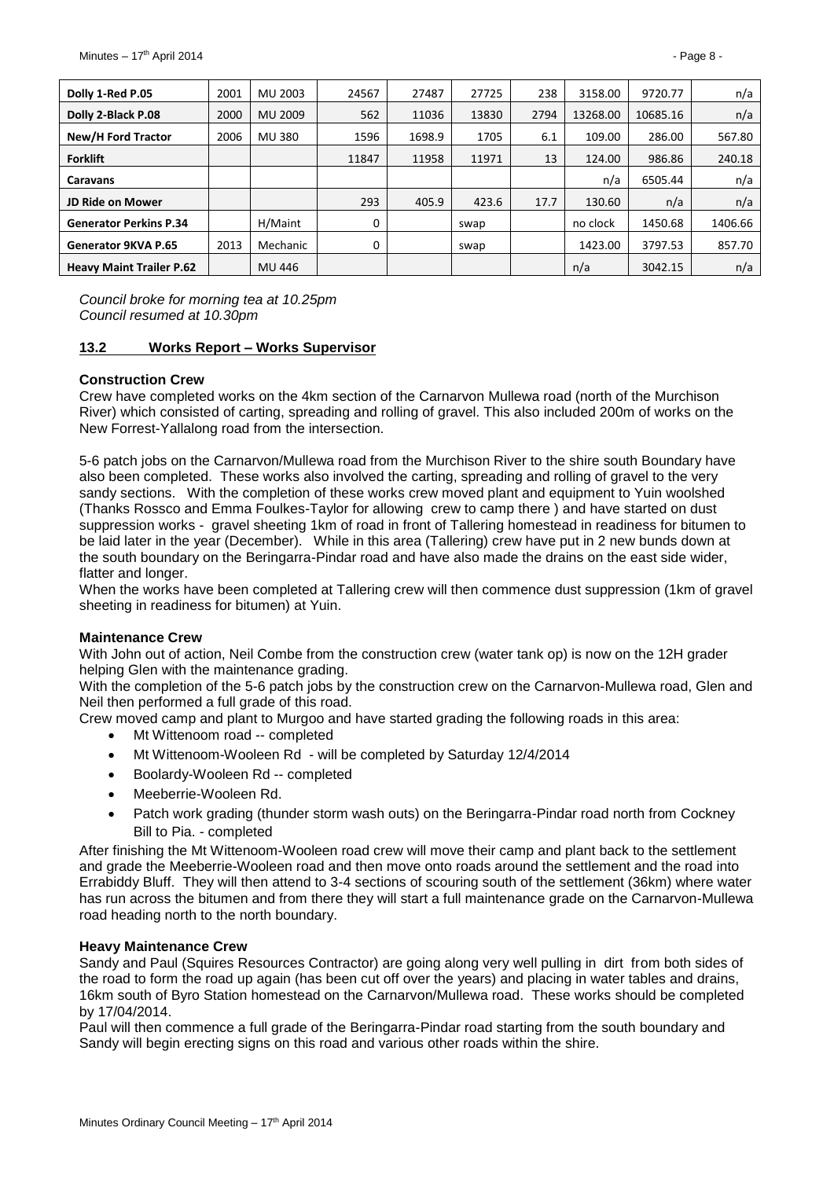| Dolly 1-Red P.05 | 2001 | MU 2003 | 24567 | 27487 | 27725 | 238 | 3158.00 | 9720.77 | n/a |
|---|---|---|---|---|---|---|---|---|---|
| Dolly 2-Black P.08 | 2000 | MU 2009 | 562 | 11036 | 13830 | 2794 | 13268.00 | 10685.16 | n/a |
| New/H Ford Tractor | 2006 | MU 380 | 1596 | 1698.9 | 1705 | 6.1 | 109.00 | 286.00 | 567.80 |
| Forklift | | | 11847 | 11958 | 11971 | 13 | 124.00 | 986.86 | 240.18 |
| Caravans | | | | | | | n/a | 6505.44 | n/a |
| JD Ride on Mower | | | 293 | 405.9 | 423.6 | 17.7 | 130.60 | n/a | n/a |
| Generator Perkins P.34 | | H/Maint | 0 | | swap | | no clock | 1450.68 | 1406.66 |
| Generator 9KVA P.65 | 2013 | Mechanic | 0 | | swap | | 1423.00 | 3797.53 | 857.70 |
| Heavy Maint Trailer P.62 | | MU 446 | | | | | n/a | 3042.15 | n/a |

*Council broke for morning tea at 10.25pm*
*Council resumed at 10.30pm*

## 13.2 Works Report – Works Supervisor

**Construction Crew**

Crew have completed works on the 4km section of the Carnarvon Mullewa road (north of the Murchison River) which consisted of carting, spreading and rolling of gravel. This also included 200m of works on the New Forrest-Yallalong road from the intersection.

5-6 patch jobs on the Carnarvon/Mullewa road from the Murchison River to the shire south Boundary have also been completed. These works also involved the carting, spreading and rolling of gravel to the very sandy sections. With the completion of these works crew moved plant and equipment to Yuin woolshed (Thanks Rossco and Emma Foulkes-Taylor for allowing crew to camp there ) and have started on dust suppression works - gravel sheeting 1km of road in front of Tallering homestead in readiness for bitumen to be laid later in the year (December). While in this area (Tallering) crew have put in 2 new bunds down at the south boundary on the Beringarra-Pindar road and have also made the drains on the east side wider, flatter and longer.

When the works have been completed at Tallering crew will then commence dust suppression (1km of gravel sheeting in readiness for bitumen) at Yuin.

**Maintenance Crew**

With John out of action, Neil Combe from the construction crew (water tank op) is now on the 12H grader helping Glen with the maintenance grading.

With the completion of the 5-6 patch jobs by the construction crew on the Carnarvon-Mullewa road, Glen and Neil then performed a full grade of this road.

Crew moved camp and plant to Murgoo and have started grading the following roads in this area:

- Mt Wittenoom road -- completed
- Mt Wittenoom-Wooleen Rd - will be completed by Saturday 12/4/2014
- Boolardy-Wooleen Rd -- completed
- Meeberrie-Wooleen Rd.
- Patch work grading (thunder storm wash outs) on the Beringarra-Pindar road north from Cockney Bill to Pia. - completed

After finishing the Mt Wittenoom-Wooleen road crew will move their camp and plant back to the settlement and grade the Meeberrie-Wooleen road and then move onto roads around the settlement and the road into Errabiddy Bluff. They will then attend to 3-4 sections of scouring south of the settlement (36km) where water has run across the bitumen and from there they will start a full maintenance grade on the Carnarvon-Mullewa road heading north to the north boundary.

**Heavy Maintenance Crew**

Sandy and Paul (Squires Resources Contractor) are going along very well pulling in dirt from both sides of the road to form the road up again (has been cut off over the years) and placing in water tables and drains, 16km south of Byro Station homestead on the Carnarvon/Mullewa road. These works should be completed by 17/04/2014.

Paul will then commence a full grade of the Beringarra-Pindar road starting from the south boundary and Sandy will begin erecting signs on this road and various other roads within the shire.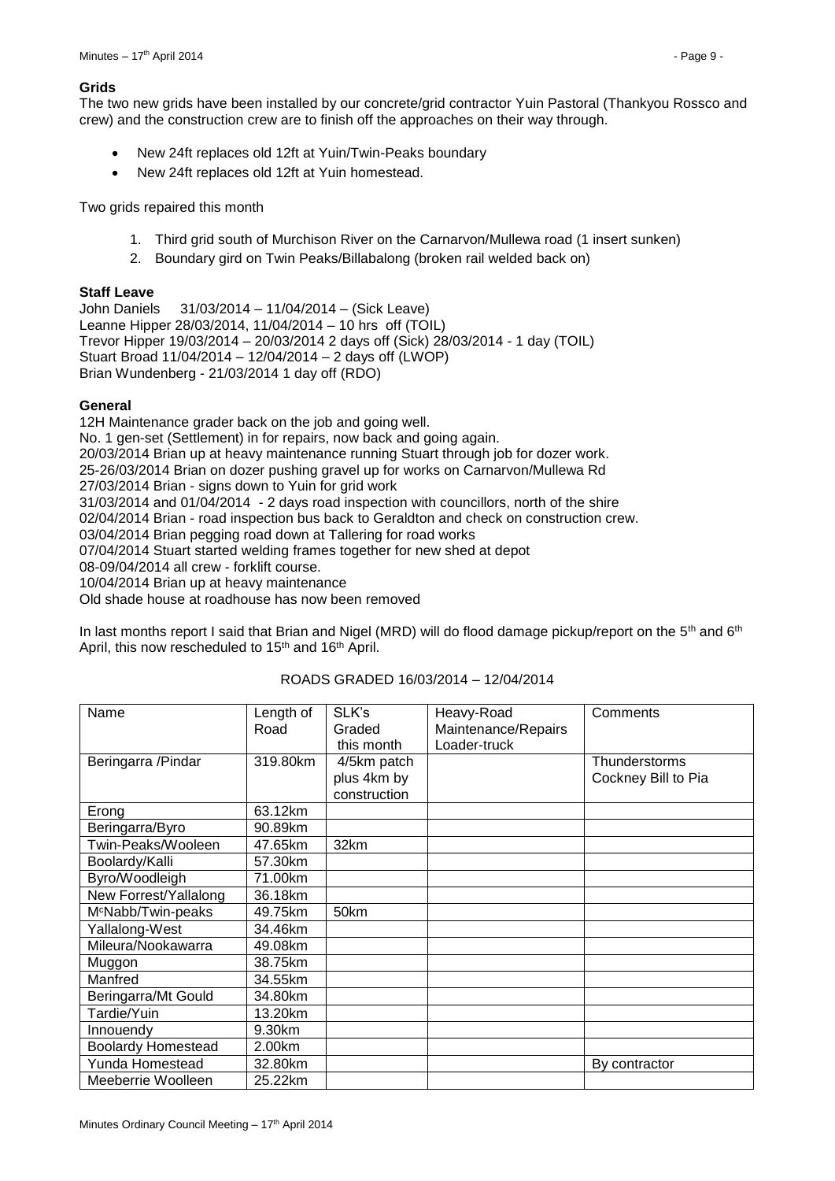**Grids**

The two new grids have been installed by our concrete/grid contractor Yuin Pastoral (Thankyou Rossco and crew) and the construction crew are to finish off the approaches on their way through.

- New 24ft replaces old 12ft at Yuin/Twin-Peaks boundary
- New 24ft replaces old 12ft at Yuin homestead.

Two grids repaired this month

1. Third grid south of Murchison River on the Carnarvon/Mullewa road (1 insert sunken)
2. Boundary gird on Twin Peaks/Billabalong (broken rail welded back on)

**Staff Leave**

John Daniels 31/03/2014 – 11/04/2014 – (Sick Leave)
Leanne Hipper 28/03/2014, 11/04/2014 – 10 hrs off (TOIL)
Trevor Hipper 19/03/2014 – 20/03/2014 2 days off (Sick) 28/03/2014 - 1 day (TOIL)
Stuart Broad 11/04/2014 – 12/04/2014 – 2 days off (LWOP)
Brian Wundenberg - 21/03/2014 1 day off (RDO)

**General**

12H Maintenance grader back on the job and going well.
No. 1 gen-set (Settlement) in for repairs, now back and going again.
20/03/2014 Brian up at heavy maintenance running Stuart through job for dozer work.
25-26/03/2014 Brian on dozer pushing gravel up for works on Carnarvon/Mullewa Rd
27/03/2014 Brian - signs down to Yuin for grid work
31/03/2014 and 01/04/2014 - 2 days road inspection with councillors, north of the shire
02/04/2014 Brian - road inspection bus back to Geraldton and check on construction crew.
03/04/2014 Brian pegging road down at Tallering for road works
07/04/2014 Stuart started welding frames together for new shed at depot
08-09/04/2014 all crew - forklift course.
10/04/2014 Brian up at heavy maintenance
Old shade house at roadhouse has now been removed

In last months report I said that Brian and Nigel (MRD) will do flood damage pickup/report on the 5th and 6th April, this now rescheduled to 15th and 16th April.

ROADS GRADED 16/03/2014 – 12/04/2014

| Name | Length of Road | SLK's Graded this month | Heavy-Road Maintenance/Repairs Loader-truck | Comments |
|---|---|---|---|---|
| Beringarra /Pindar | 319.80km | 4/5km patch plus 4km by construction | | Thunderstorms Cockney Bill to Pia |
| Erong | 63.12km | | | |
| Beringarra/Byro | 90.89km | | | |
| Twin-Peaks/Wooleen | 47.65km | 32km | | |
| Boolardy/Kalli | 57.30km | | | |
| Byro/Woodleigh | 71.00km | | | |
| New Forrest/Yallalong | 36.18km | | | |
| McNabb/Twin-peaks | 49.75km | 50km | | |
| Yallalong-West | 34.46km | | | |
| Mileura/Nookawarra | 49.08km | | | |
| Muggon | 38.75km | | | |
| Manfred | 34.55km | | | |
| Beringarra/Mt Gould | 34.80km | | | |
| Tardie/Yuin | 13.20km | | | |
| Innouendy | 9.30km | | | |
| Boolardy Homestead | 2.00km | | | |
| Yunda Homestead | 32.80km | | | By contractor |
| Meeberrie Woolleen | 25.22km | | | |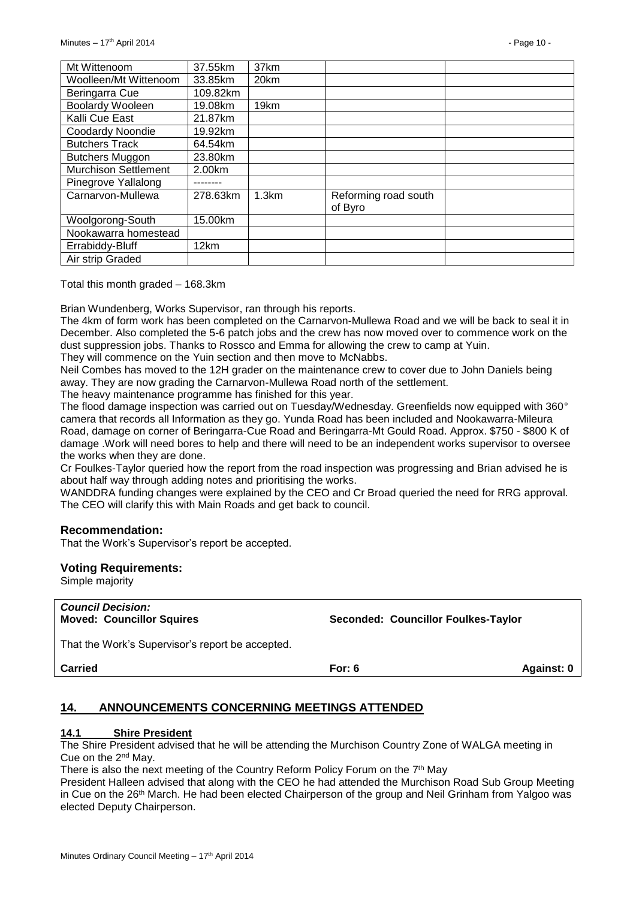| Mt Wittenoom | 37.55km | 37km | | |
|---|---|---|---|---|
| Woolleen/Mt Wittenoom | 33.85km | 20km | | |
| Beringarra Cue | 109.82km | | | |
| Boolardy Wooleen | 19.08km | 19km | | |
| Kalli Cue East | 21.87km | | | |
| Coodardy Noondie | 19.92km | | | |
| Butchers Track | 64.54km | | | |
| Butchers Muggon | 23.80km | | | |
| Murchison Settlement | 2.00km | | | |
| Pinegrove Yallalong | -------- | | | |
| Carnarvon-Mullewa | 278.63km | 1.3km | Reforming road south of Byro | |
| Woolgorong-South | 15.00km | | | |
| Nookawarra homestead | | | | |
| Errabiddy-Bluff | 12km | | | |
| Air strip Graded | | | | |

Total this month graded – 168.3km

Brian Wundenberg, Works Supervisor, ran through his reports.

The 4km of form work has been completed on the Carnarvon-Mullewa Road and we will be back to seal it in December. Also completed the 5-6 patch jobs and the crew has now moved over to commence work on the dust suppression jobs. Thanks to Rossco and Emma for allowing the crew to camp at Yuin.

They will commence on the Yuin section and then move to McNabbs.

Neil Combes has moved to the 12H grader on the maintenance crew to cover due to John Daniels being away. They are now grading the Carnarvon-Mullewa Road north of the settlement.

The heavy maintenance programme has finished for this year.

The flood damage inspection was carried out on Tuesday/Wednesday. Greenfields now equipped with 360° camera that records all Information as they go. Yunda Road has been included and Nookawarra-Mileura Road, damage on corner of Beringarra-Cue Road and Beringarra-Mt Gould Road. Approx. $750 - $800 K of damage .Work will need bores to help and there will need to be an independent works supervisor to oversee the works when they are done.

Cr Foulkes-Taylor queried how the report from the road inspection was progressing and Brian advised he is about half way through adding notes and prioritising the works.

WANDDRA funding changes were explained by the CEO and Cr Broad queried the need for RRG approval. The CEO will clarify this with Main Roads and get back to council.

### Recommendation:

That the Work's Supervisor's report be accepted.

### Voting Requirements:

Simple majority

***Council Decision:***

**Moved: Councillor Squires** **Seconded: Councillor Foulkes-Taylor**

That the Work's Supervisor's report be accepted.

**Carried** **For: 6** **Against: 0**

## 14. ANNOUNCEMENTS CONCERNING MEETINGS ATTENDED

### 14.1 Shire President

The Shire President advised that he will be attending the Murchison Country Zone of WALGA meeting in Cue on the 2nd May.

There is also the next meeting of the Country Reform Policy Forum on the 7th May

President Halleen advised that along with the CEO he had attended the Murchison Road Sub Group Meeting in Cue on the 26th March. He had been elected Chairperson of the group and Neil Grinham from Yalgoo was elected Deputy Chairperson.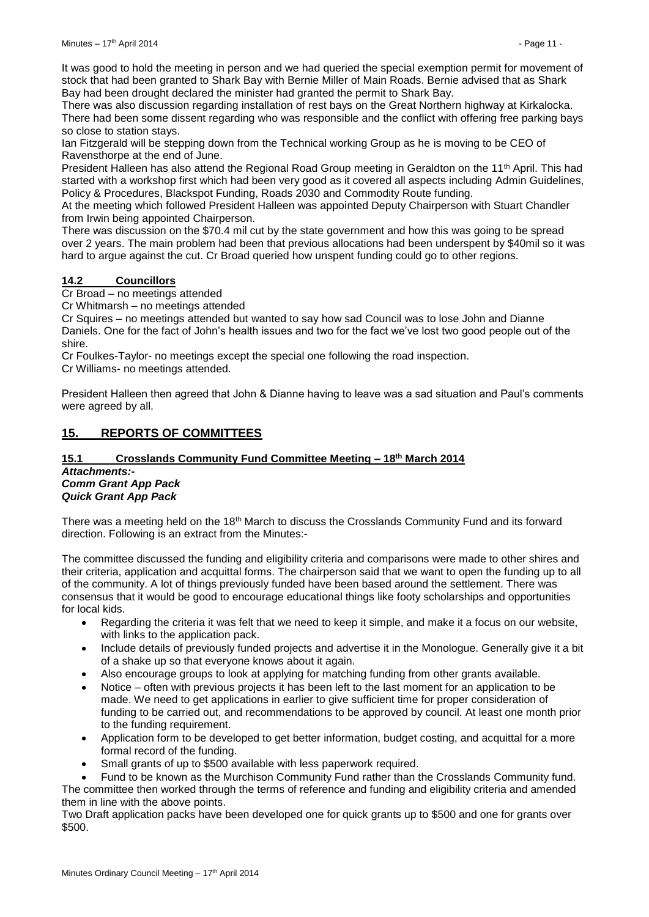It was good to hold the meeting in person and we had queried the special exemption permit for movement of stock that had been granted to Shark Bay with Bernie Miller of Main Roads. Bernie advised that as Shark Bay had been drought declared the minister had granted the permit to Shark Bay.

There was also discussion regarding installation of rest bays on the Great Northern highway at Kirkalocka. There had been some dissent regarding who was responsible and the conflict with offering free parking bays so close to station stays.

Ian Fitzgerald will be stepping down from the Technical working Group as he is moving to be CEO of Ravensthorpe at the end of June.

President Halleen has also attend the Regional Road Group meeting in Geraldton on the 11th April. This had started with a workshop first which had been very good as it covered all aspects including Admin Guidelines, Policy & Procedures, Blackspot Funding, Roads 2030 and Commodity Route funding.

At the meeting which followed President Halleen was appointed Deputy Chairperson with Stuart Chandler from Irwin being appointed Chairperson.

There was discussion on the $70.4 mil cut by the state government and how this was going to be spread over 2 years. The main problem had been that previous allocations had been underspent by $40mil so it was hard to argue against the cut. Cr Broad queried how unspent funding could go to other regions.

### 14.2 Councillors

Cr Broad – no meetings attended

Cr Whitmarsh – no meetings attended

Cr Squires – no meetings attended but wanted to say how sad Council was to lose John and Dianne Daniels. One for the fact of John's health issues and two for the fact we've lost two good people out of the shire.

Cr Foulkes-Taylor- no meetings except the special one following the road inspection.

Cr Williams- no meetings attended.

President Halleen then agreed that John & Dianne having to leave was a sad situation and Paul's comments were agreed by all.

## 15. REPORTS OF COMMITTEES

### 15.1 Crosslands Community Fund Committee Meeting – 18th March 2014

***Attachments:-***
***Comm Grant App Pack***
***Quick Grant App Pack***

There was a meeting held on the 18th March to discuss the Crosslands Community Fund and its forward direction. Following is an extract from the Minutes:-

The committee discussed the funding and eligibility criteria and comparisons were made to other shires and their criteria, application and acquittal forms. The chairperson said that we want to open the funding up to all of the community. A lot of things previously funded have been based around the settlement. There was consensus that it would be good to encourage educational things like footy scholarships and opportunities for local kids.

- Regarding the criteria it was felt that we need to keep it simple, and make it a focus on our website, with links to the application pack.
- Include details of previously funded projects and advertise it in the Monologue. Generally give it a bit of a shake up so that everyone knows about it again.
- Also encourage groups to look at applying for matching funding from other grants available.
- Notice – often with previous projects it has been left to the last moment for an application to be made. We need to get applications in earlier to give sufficient time for proper consideration of funding to be carried out, and recommendations to be approved by council. At least one month prior to the funding requirement.
- Application form to be developed to get better information, budget costing, and acquittal for a more formal record of the funding.
- Small grants of up to $500 available with less paperwork required.
- Fund to be known as the Murchison Community Fund rather than the Crosslands Community fund.

The committee then worked through the terms of reference and funding and eligibility criteria and amended them in line with the above points.

Two Draft application packs have been developed one for quick grants up to $500 and one for grants over $500.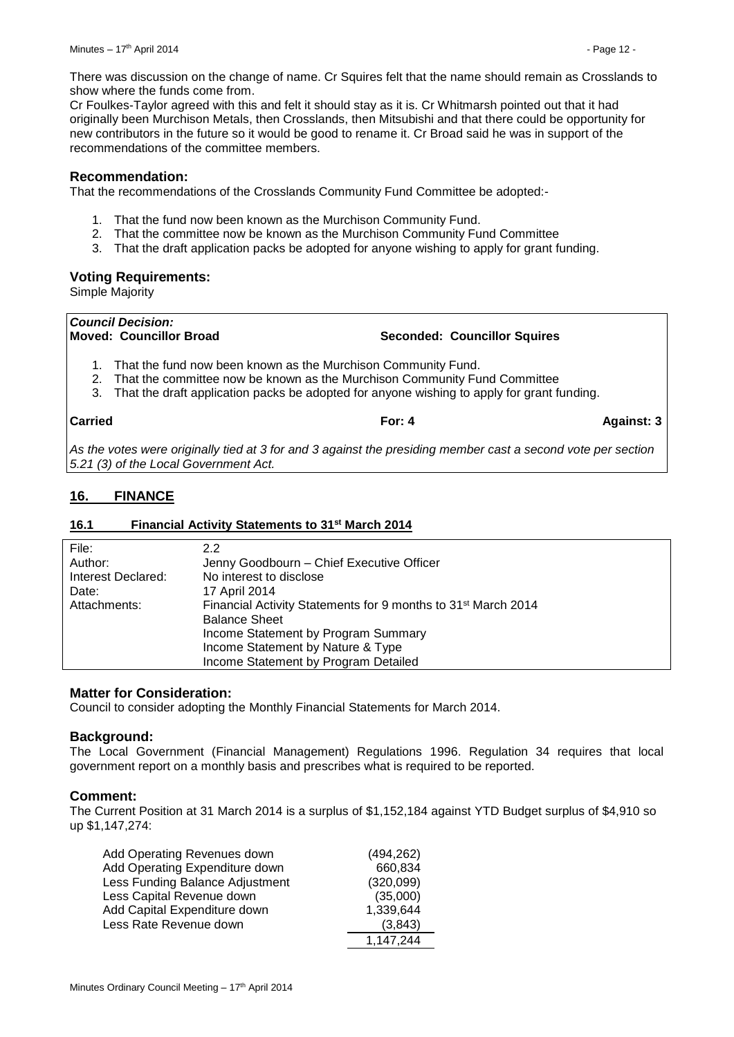There was discussion on the change of name. Cr Squires felt that the name should remain as Crosslands to show where the funds come from.

Cr Foulkes-Taylor agreed with this and felt it should stay as it is. Cr Whitmarsh pointed out that it had originally been Murchison Metals, then Crosslands, then Mitsubishi and that there could be opportunity for new contributors in the future so it would be good to rename it. Cr Broad said he was in support of the recommendations of the committee members.

### Recommendation:

That the recommendations of the Crosslands Community Fund Committee be adopted:-

1. That the fund now been known as the Murchison Community Fund.
2. That the committee now be known as the Murchison Community Fund Committee
3. That the draft application packs be adopted for anyone wishing to apply for grant funding.

### Voting Requirements:

Simple Majority

***Council Decision:***
**Moved: Councillor Broad** **Seconded: Councillor Squires**

1. That the fund now been known as the Murchison Community Fund.
2. That the committee now be known as the Murchison Community Fund Committee
3. That the draft application packs be adopted for anyone wishing to apply for grant funding.

**Carried** **For: 4** **Against: 3**

*As the votes were originally tied at 3 for and 3 against the presiding member cast a second vote per section 5.21 (3) of the Local Government Act.*

## 16. FINANCE

### 16.1 Financial Activity Statements to 31st March 2014

| | |
|---|---|
| File: | 2.2 |
| Author: | Jenny Goodbourn – Chief Executive Officer |
| Interest Declared: | No interest to disclose |
| Date: | 17 April 2014 |
| Attachments: | Financial Activity Statements for 9 months to 31st March 2014<br>Balance Sheet<br>Income Statement by Program Summary<br>Income Statement by Nature & Type<br>Income Statement by Program Detailed |

### Matter for Consideration:

Council to consider adopting the Monthly Financial Statements for March 2014.

### Background:

The Local Government (Financial Management) Regulations 1996. Regulation 34 requires that local government report on a monthly basis and prescribes what is required to be reported.

### Comment:

The Current Position at 31 March 2014 is a surplus of $1,152,184 against YTD Budget surplus of $4,910 so up $1,147,274:

| | |
|---|---:|
| Add Operating Revenues down | (494,262) |
| Add Operating Expenditure down | 660,834 |
| Less Funding Balance Adjustment | (320,099) |
| Less Capital Revenue down | (35,000) |
| Add Capital Expenditure down | 1,339,644 |
| Less Rate Revenue down | (3,843) |
| | 1,147,244 |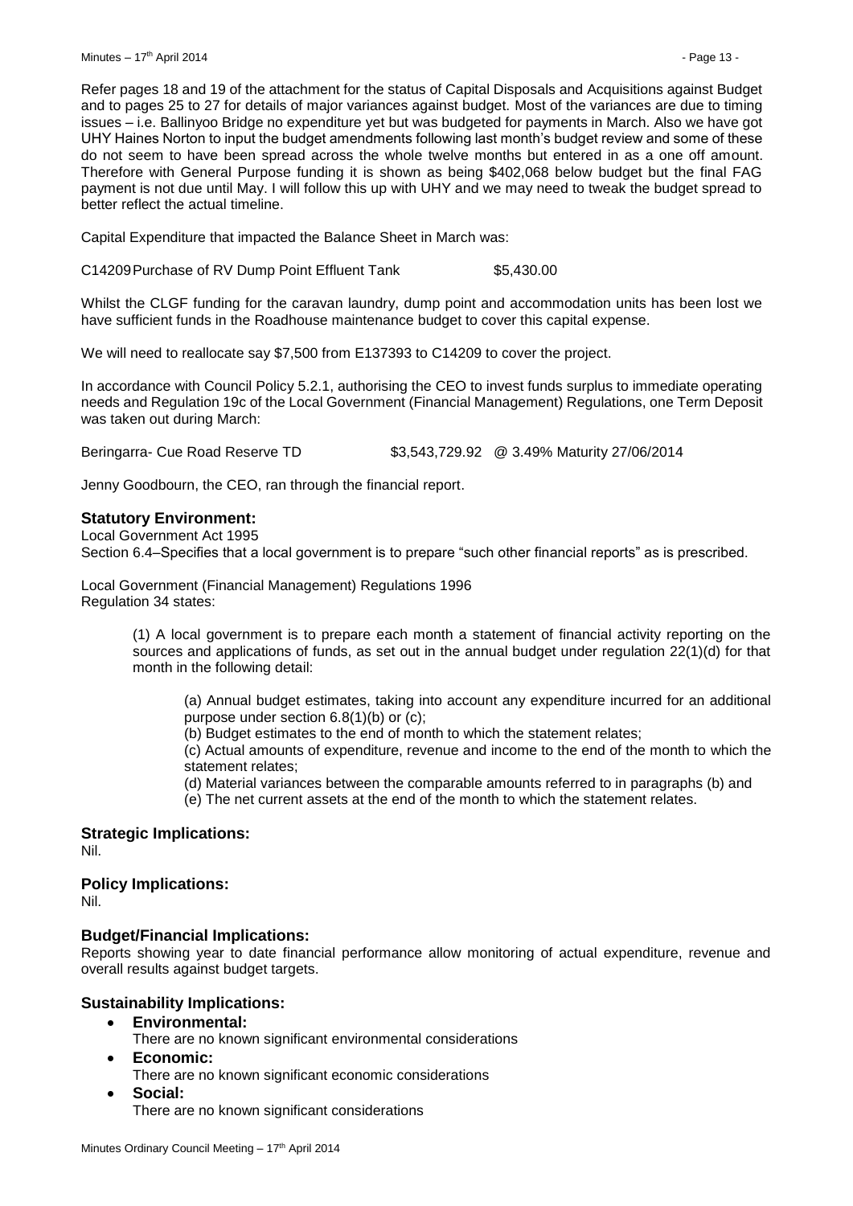Refer pages 18 and 19 of the attachment for the status of Capital Disposals and Acquisitions against Budget and to pages 25 to 27 for details of major variances against budget. Most of the variances are due to timing issues – i.e. Ballinyoo Bridge no expenditure yet but was budgeted for payments in March. Also we have got UHY Haines Norton to input the budget amendments following last month's budget review and some of these do not seem to have been spread across the whole twelve months but entered in as a one off amount. Therefore with General Purpose funding it is shown as being $402,068 below budget but the final FAG payment is not due until May. I will follow this up with UHY and we may need to tweak the budget spread to better reflect the actual timeline.

Capital Expenditure that impacted the Balance Sheet in March was:

C14209 Purchase of RV Dump Point Effluent Tank $5,430.00

Whilst the CLGF funding for the caravan laundry, dump point and accommodation units has been lost we have sufficient funds in the Roadhouse maintenance budget to cover this capital expense.

We will need to reallocate say $7,500 from E137393 to C14209 to cover the project.

In accordance with Council Policy 5.2.1, authorising the CEO to invest funds surplus to immediate operating needs and Regulation 19c of the Local Government (Financial Management) Regulations, one Term Deposit was taken out during March:

Beringarra- Cue Road Reserve TD $3,543,729.92 @ 3.49% Maturity 27/06/2014

Jenny Goodbourn, the CEO, ran through the financial report.

## Statutory Environment:

Local Government Act 1995
Section 6.4–Specifies that a local government is to prepare "such other financial reports" as is prescribed.

Local Government (Financial Management) Regulations 1996
Regulation 34 states:

> (1) A local government is to prepare each month a statement of financial activity reporting on the sources and applications of funds, as set out in the annual budget under regulation 22(1)(d) for that month in the following detail:
>
> > (a) Annual budget estimates, taking into account any expenditure incurred for an additional purpose under section 6.8(1)(b) or (c);
> > (b) Budget estimates to the end of month to which the statement relates;
> > (c) Actual amounts of expenditure, revenue and income to the end of the month to which the statement relates;
> > (d) Material variances between the comparable amounts referred to in paragraphs (b) and
> > (e) The net current assets at the end of the month to which the statement relates.

## Strategic Implications:

Nil.

## Policy Implications:

Nil.

## Budget/Financial Implications:

Reports showing year to date financial performance allow monitoring of actual expenditure, revenue and overall results against budget targets.

## Sustainability Implications:

- **Environmental:**
  There are no known significant environmental considerations
- **Economic:**
  There are no known significant economic considerations
- **Social:**
  There are no known significant considerations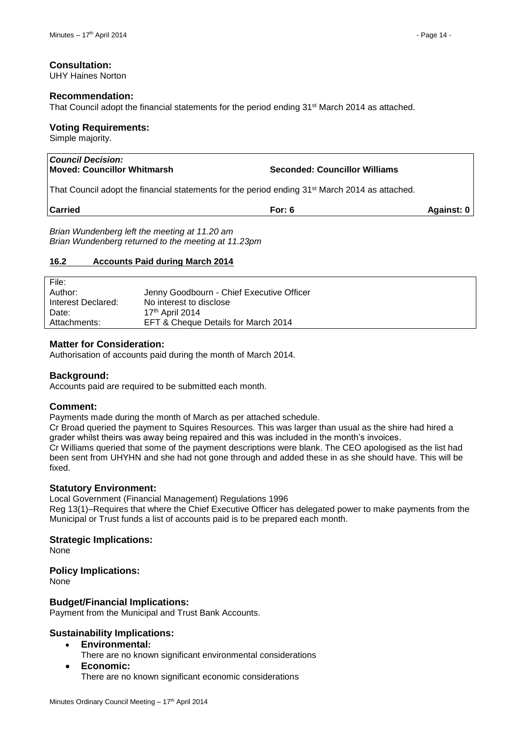**Consultation:**
UHY Haines Norton

**Recommendation:**
That Council adopt the financial statements for the period ending 31st March 2014 as attached.

**Voting Requirements:**
Simple majority.

| ***Council Decision:*** **Moved: Councillor Whitmarsh** | **Seconded: Councillor Williams** | |
|---|---|---|
| That Council adopt the financial statements for the period ending 31st March 2014 as attached. | | |
| **Carried** | **For: 6** | **Against: 0** |

*Brian Wundenberg left the meeting at 11.20 am*
*Brian Wundenberg returned to the meeting at 11.23pm*

### 16.2 Accounts Paid during March 2014

| | |
|---|---|
| File: | |
| Author: | Jenny Goodbourn - Chief Executive Officer |
| Interest Declared: | No interest to disclose |
| Date: | 17th April 2014 |
| Attachments: | EFT & Cheque Details for March 2014 |

**Matter for Consideration:**
Authorisation of accounts paid during the month of March 2014.

**Background:**
Accounts paid are required to be submitted each month.

**Comment:**
Payments made during the month of March as per attached schedule.
Cr Broad queried the payment to Squires Resources. This was larger than usual as the shire had hired a grader whilst theirs was away being repaired and this was included in the month's invoices.
Cr Williams queried that some of the payment descriptions were blank. The CEO apologised as the list had been sent from UHYHN and she had not gone through and added these in as she should have. This will be fixed.

**Statutory Environment:**
Local Government (Financial Management) Regulations 1996
Reg 13(1)–Requires that where the Chief Executive Officer has delegated power to make payments from the Municipal or Trust funds a list of accounts paid is to be prepared each month.

**Strategic Implications:**
None

**Policy Implications:**
None

**Budget/Financial Implications:**
Payment from the Municipal and Trust Bank Accounts.

**Sustainability Implications:**

- **Environmental:**
  There are no known significant environmental considerations
- **Economic:**
  There are no known significant economic considerations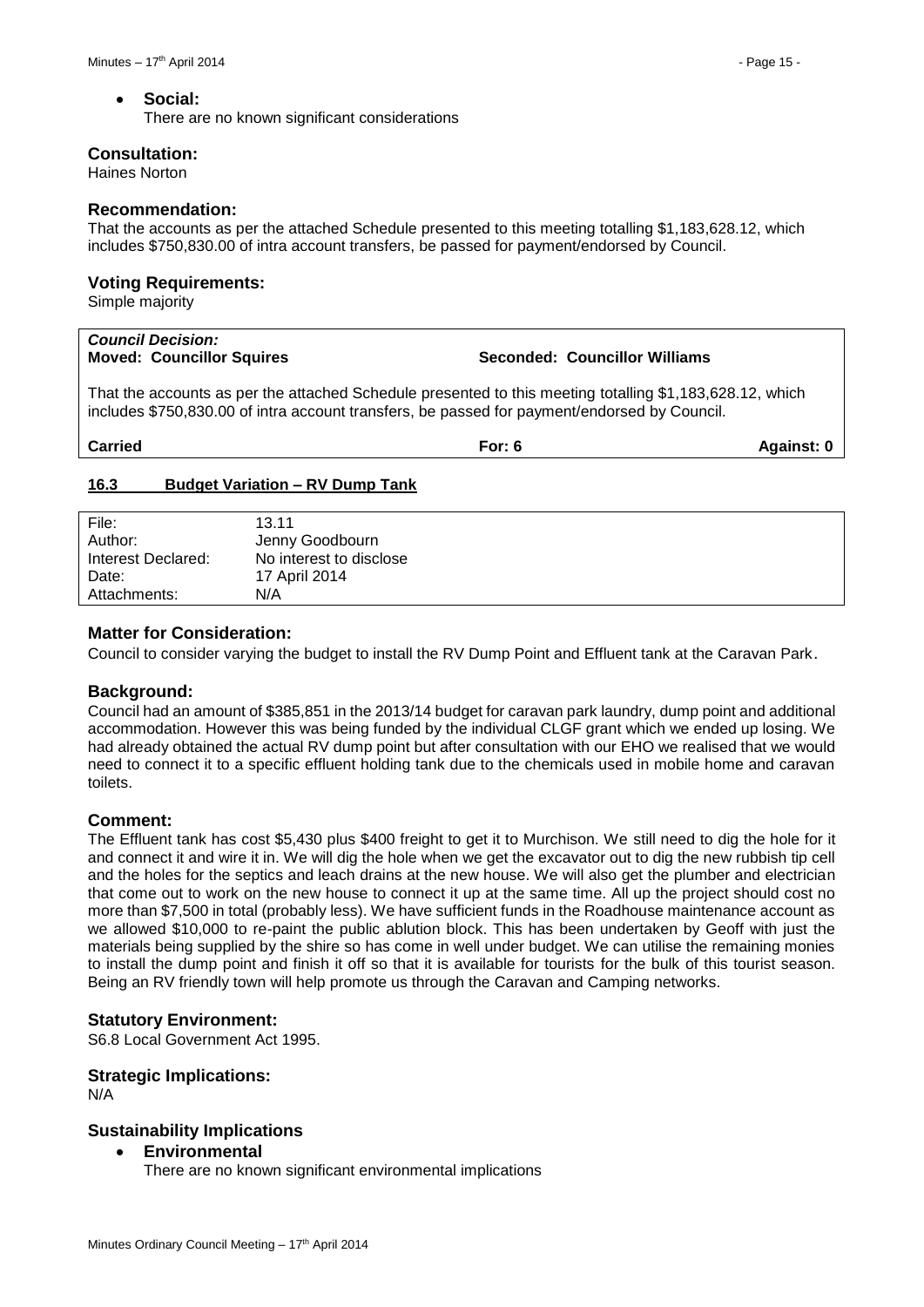- **Social:**
  There are no known significant considerations

### Consultation:

Haines Norton

### Recommendation:

That the accounts as per the attached Schedule presented to this meeting totalling $1,183,628.12, which includes $750,830.00 of intra account transfers, be passed for payment/endorsed by Council.

### Voting Requirements:

Simple majority

***Council Decision:***

**Moved: Councillor Squires** **Seconded: Councillor Williams**

That the accounts as per the attached Schedule presented to this meeting totalling $1,183,628.12, which includes $750,830.00 of intra account transfers, be passed for payment/endorsed by Council.

| **Carried** | **For: 6** | **Against: 0** |
|---|---|---|

## 16.3 Budget Variation – RV Dump Tank

| | |
|---|---|
| File: | 13.11 |
| Author: | Jenny Goodbourn |
| Interest Declared: | No interest to disclose |
| Date: | 17 April 2014 |
| Attachments: | N/A |

### Matter for Consideration:

Council to consider varying the budget to install the RV Dump Point and Effluent tank at the Caravan Park.

### Background:

Council had an amount of $385,851 in the 2013/14 budget for caravan park laundry, dump point and additional accommodation. However this was being funded by the individual CLGF grant which we ended up losing. We had already obtained the actual RV dump point but after consultation with our EHO we realised that we would need to connect it to a specific effluent holding tank due to the chemicals used in mobile home and caravan toilets.

### Comment:

The Effluent tank has cost $5,430 plus $400 freight to get it to Murchison. We still need to dig the hole for it and connect it and wire it in. We will dig the hole when we get the excavator out to dig the new rubbish tip cell and the holes for the septics and leach drains at the new house. We will also get the plumber and electrician that come out to work on the new house to connect it up at the same time. All up the project should cost no more than $7,500 in total (probably less). We have sufficient funds in the Roadhouse maintenance account as we allowed $10,000 to re-paint the public ablution block. This has been undertaken by Geoff with just the materials being supplied by the shire so has come in well under budget. We can utilise the remaining monies to install the dump point and finish it off so that it is available for tourists for the bulk of this tourist season. Being an RV friendly town will help promote us through the Caravan and Camping networks.

### Statutory Environment:

S6.8 Local Government Act 1995.

### Strategic Implications:

N/A

### Sustainability Implications

- **Environmental**
  There are no known significant environmental implications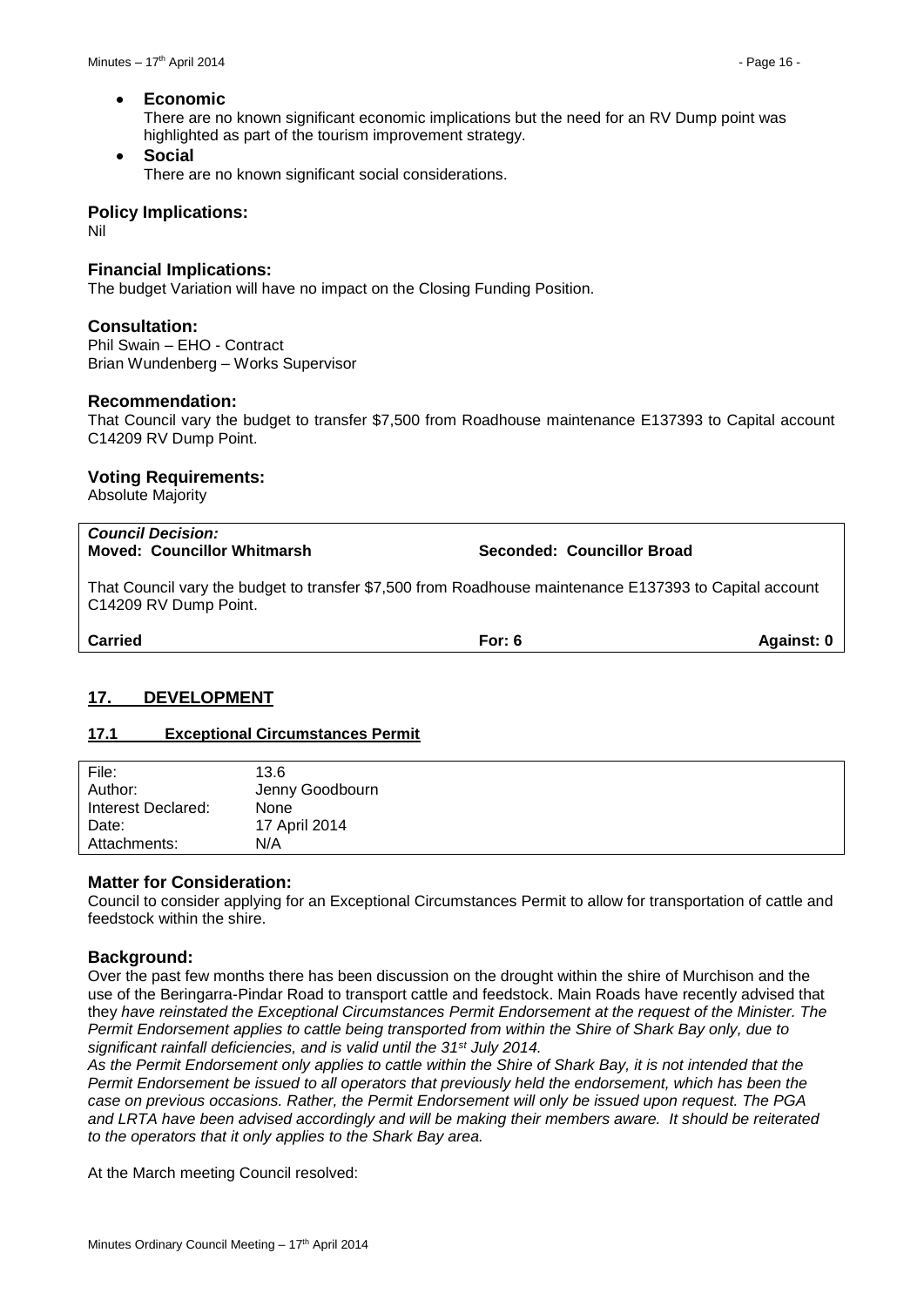- **Economic**
  There are no known significant economic implications but the need for an RV Dump point was highlighted as part of the tourism improvement strategy.
- **Social**
  There are no known significant social considerations.

### Policy Implications:

Nil

### Financial Implications:

The budget Variation will have no impact on the Closing Funding Position.

### Consultation:

Phil Swain – EHO - Contract
Brian Wundenberg – Works Supervisor

### Recommendation:

That Council vary the budget to transfer $7,500 from Roadhouse maintenance E137393 to Capital account C14209 RV Dump Point.

### Voting Requirements:

Absolute Majority

***Council Decision:***
**Moved: Councillor Whitmarsh** **Seconded: Councillor Broad**

That Council vary the budget to transfer $7,500 from Roadhouse maintenance E137393 to Capital account C14209 RV Dump Point.

**Carried** **For: 6** **Against: 0**

## 17. DEVELOPMENT

### 17.1 Exceptional Circumstances Permit

| | |
|---|---|
| File: | 13.6 |
| Author: | Jenny Goodbourn |
| Interest Declared: | None |
| Date: | 17 April 2014 |
| Attachments: | N/A |

### Matter for Consideration:

Council to consider applying for an Exceptional Circumstances Permit to allow for transportation of cattle and feedstock within the shire.

### Background:

Over the past few months there has been discussion on the drought within the shire of Murchison and the use of the Beringarra-Pindar Road to transport cattle and feedstock. Main Roads have recently advised that they *have reinstated the Exceptional Circumstances Permit Endorsement at the request of the Minister. The Permit Endorsement applies to cattle being transported from within the Shire of Shark Bay only, due to significant rainfall deficiencies, and is valid until the 31st July 2014.*

*As the Permit Endorsement only applies to cattle within the Shire of Shark Bay, it is not intended that the Permit Endorsement be issued to all operators that previously held the endorsement, which has been the case on previous occasions. Rather, the Permit Endorsement will only be issued upon request. The PGA and LRTA have been advised accordingly and will be making their members aware. It should be reiterated to the operators that it only applies to the Shark Bay area.*

At the March meeting Council resolved: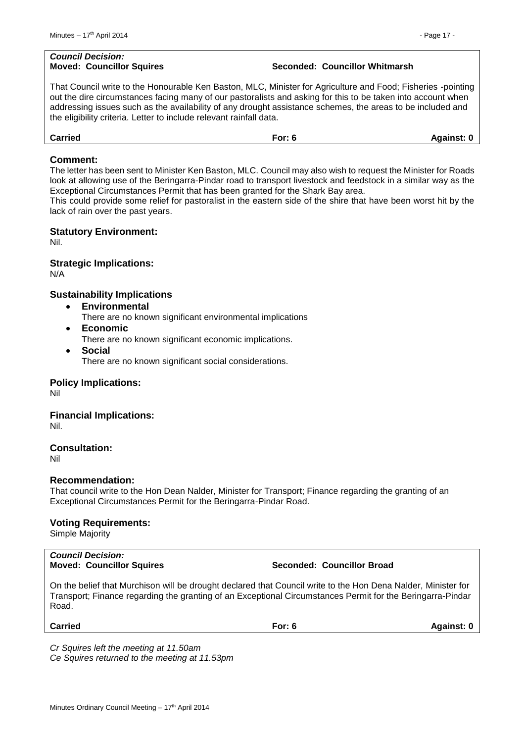***Council Decision:***
**Moved: Councillor Squires** **Seconded: Councillor Whitmarsh**

That Council write to the Honourable Ken Baston, MLC, Minister for Agriculture and Food; Fisheries -pointing out the dire circumstances facing many of our pastoralists and asking for this to be taken into account when addressing issues such as the availability of any drought assistance schemes, the areas to be included and the eligibility criteria. Letter to include relevant rainfall data.

**Carried** **For: 6** **Against: 0**

## Comment:

The letter has been sent to Minister Ken Baston, MLC. Council may also wish to request the Minister for Roads look at allowing use of the Beringarra-Pindar road to transport livestock and feedstock in a similar way as the Exceptional Circumstances Permit that has been granted for the Shark Bay area.

This could provide some relief for pastoralist in the eastern side of the shire that have been worst hit by the lack of rain over the past years.

## Statutory Environment:

Nil.

## Strategic Implications:

N/A

## Sustainability Implications

- **Environmental**
  There are no known significant environmental implications
- **Economic**
  There are no known significant economic implications.
- **Social**
  There are no known significant social considerations.

## Policy Implications:

Nil

## Financial Implications:

Nil.

## Consultation:

Nil

## Recommendation:

That council write to the Hon Dean Nalder, Minister for Transport; Finance regarding the granting of an Exceptional Circumstances Permit for the Beringarra-Pindar Road.

## Voting Requirements:

Simple Majority

***Council Decision:***
**Moved: Councillor Squires** **Seconded: Councillor Broad**

On the belief that Murchison will be drought declared that Council write to the Hon Dena Nalder, Minister for Transport; Finance regarding the granting of an Exceptional Circumstances Permit for the Beringarra-Pindar Road.

**Carried** **For: 6** **Against: 0**

*Cr Squires left the meeting at 11.50am*
*Ce Squires returned to the meeting at 11.53pm*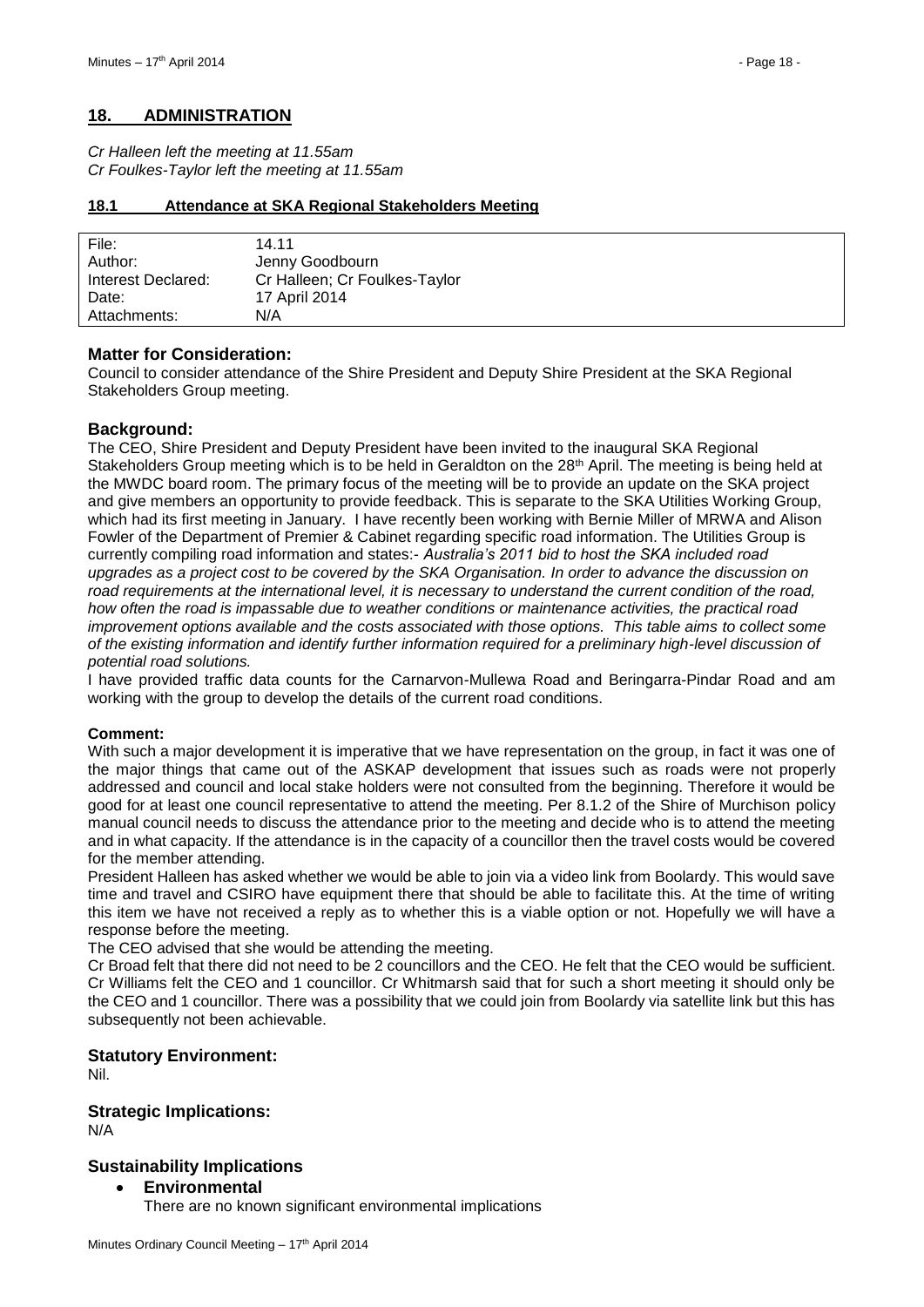## 18. ADMINISTRATION

*Cr Halleen left the meeting at 11.55am*
*Cr Foulkes-Taylor left the meeting at 11.55am*

### 18.1 Attendance at SKA Regional Stakeholders Meeting

| | |
|---|---|
| File: | 14.11 |
| Author: | Jenny Goodbourn |
| Interest Declared: | Cr Halleen; Cr Foulkes-Taylor |
| Date: | 17 April 2014 |
| Attachments: | N/A |

### Matter for Consideration:

Council to consider attendance of the Shire President and Deputy Shire President at the SKA Regional Stakeholders Group meeting.

### Background:

The CEO, Shire President and Deputy President have been invited to the inaugural SKA Regional Stakeholders Group meeting which is to be held in Geraldton on the 28th April. The meeting is being held at the MWDC board room. The primary focus of the meeting will be to provide an update on the SKA project and give members an opportunity to provide feedback. This is separate to the SKA Utilities Working Group, which had its first meeting in January. I have recently been working with Bernie Miller of MRWA and Alison Fowler of the Department of Premier & Cabinet regarding specific road information. The Utilities Group is currently compiling road information and states:- *Australia's 2011 bid to host the SKA included road upgrades as a project cost to be covered by the SKA Organisation. In order to advance the discussion on road requirements at the international level, it is necessary to understand the current condition of the road, how often the road is impassable due to weather conditions or maintenance activities, the practical road improvement options available and the costs associated with those options. This table aims to collect some of the existing information and identify further information required for a preliminary high-level discussion of potential road solutions.*

I have provided traffic data counts for the Carnarvon-Mullewa Road and Beringarra-Pindar Road and am working with the group to develop the details of the current road conditions.

**Comment:**

With such a major development it is imperative that we have representation on the group, in fact it was one of the major things that came out of the ASKAP development that issues such as roads were not properly addressed and council and local stake holders were not consulted from the beginning. Therefore it would be good for at least one council representative to attend the meeting. Per 8.1.2 of the Shire of Murchison policy manual council needs to discuss the attendance prior to the meeting and decide who is to attend the meeting and in what capacity. If the attendance is in the capacity of a councillor then the travel costs would be covered for the member attending.

President Halleen has asked whether we would be able to join via a video link from Boolardy. This would save time and travel and CSIRO have equipment there that should be able to facilitate this. At the time of writing this item we have not received a reply as to whether this is a viable option or not. Hopefully we will have a response before the meeting.

The CEO advised that she would be attending the meeting.

Cr Broad felt that there did not need to be 2 councillors and the CEO. He felt that the CEO would be sufficient. Cr Williams felt the CEO and 1 councillor. Cr Whitmarsh said that for such a short meeting it should only be the CEO and 1 councillor. There was a possibility that we could join from Boolardy via satellite link but this has subsequently not been achievable.

### Statutory Environment:

Nil.

### Strategic Implications:

N/A

### Sustainability Implications

- **Environmental**
  There are no known significant environmental implications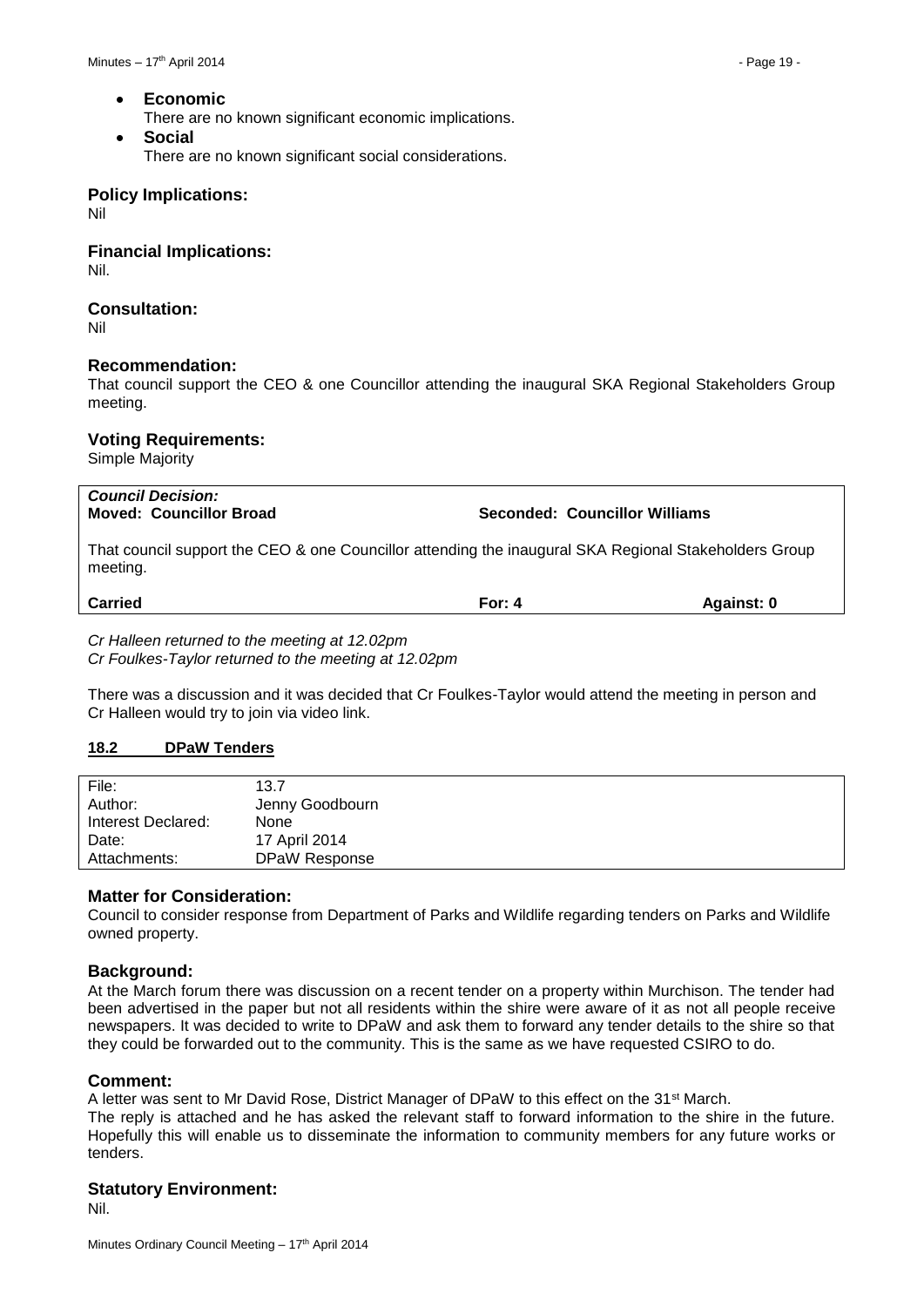- **Economic**
  There are no known significant economic implications.
- **Social**
  There are no known significant social considerations.

### Policy Implications:

Nil

### Financial Implications:

Nil.

### Consultation:

Nil

### Recommendation:

That council support the CEO & one Councillor attending the inaugural SKA Regional Stakeholders Group meeting.

### Voting Requirements:

Simple Majority

| ***Council Decision:*** **Moved: Councillor Broad** | **Seconded: Councillor Williams** | |
|---|---|---|
| That council support the CEO & one Councillor attending the inaugural SKA Regional Stakeholders Group meeting. | | |
| **Carried** | **For: 4** | **Against: 0** |

*Cr Halleen returned to the meeting at 12.02pm*
*Cr Foulkes-Taylor returned to the meeting at 12.02pm*

There was a discussion and it was decided that Cr Foulkes-Taylor would attend the meeting in person and Cr Halleen would try to join via video link.

## 18.2 DPaW Tenders

| | |
|---|---|
| File: | 13.7 |
| Author: | Jenny Goodbourn |
| Interest Declared: | None |
| Date: | 17 April 2014 |
| Attachments: | DPaW Response |

### Matter for Consideration:

Council to consider response from Department of Parks and Wildlife regarding tenders on Parks and Wildlife owned property.

### Background:

At the March forum there was discussion on a recent tender on a property within Murchison. The tender had been advertised in the paper but not all residents within the shire were aware of it as not all people receive newspapers. It was decided to write to DPaW and ask them to forward any tender details to the shire so that they could be forwarded out to the community. This is the same as we have requested CSIRO to do.

### Comment:

A letter was sent to Mr David Rose, District Manager of DPaW to this effect on the 31st March.
The reply is attached and he has asked the relevant staff to forward information to the shire in the future. Hopefully this will enable us to disseminate the information to community members for any future works or tenders.

### Statutory Environment:

Nil.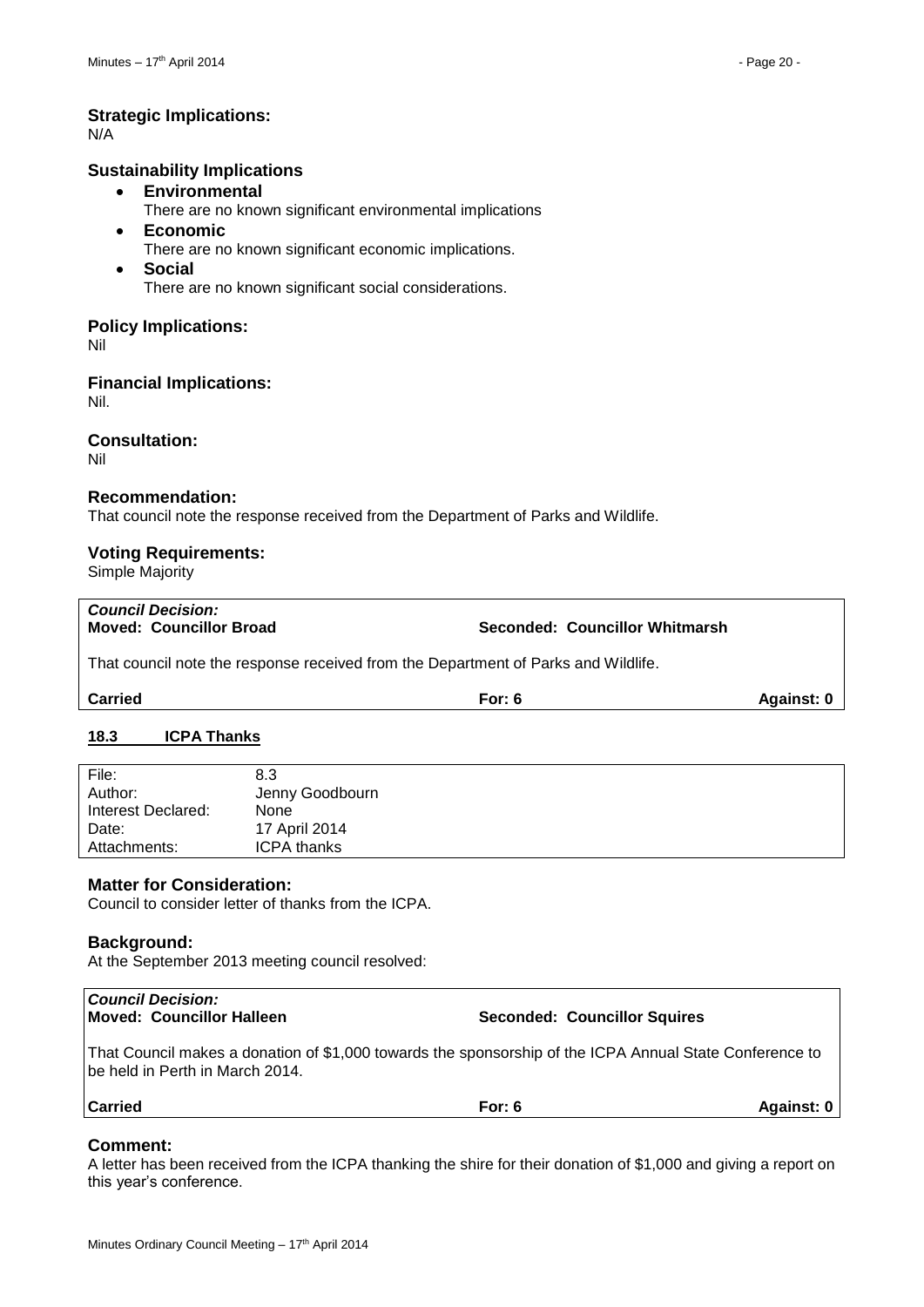**Strategic Implications:**
N/A

**Sustainability Implications**

- **Environmental**
  There are no known significant environmental implications
- **Economic**
  There are no known significant economic implications.
- **Social**
  There are no known significant social considerations.

**Policy Implications:**
Nil

**Financial Implications:**
Nil.

**Consultation:**
Nil

**Recommendation:**
That council note the response received from the Department of Parks and Wildlife.

**Voting Requirements:**
Simple Majority

| ***Council Decision:*** | | |
|---|---|---|
| **Moved: Councillor Broad** | **Seconded: Councillor Whitmarsh** | |
| That council note the response received from the Department of Parks and Wildlife. | | |
| **Carried** | **For: 6** | **Against: 0** |

## 18.3 ICPA Thanks

| | |
|---|---|
| File: | 8.3 |
| Author: | Jenny Goodbourn |
| Interest Declared: | None |
| Date: | 17 April 2014 |
| Attachments: | ICPA thanks |

**Matter for Consideration:**
Council to consider letter of thanks from the ICPA.

**Background:**
At the September 2013 meeting council resolved:

| ***Council Decision:*** | | |
|---|---|---|
| **Moved: Councillor Halleen** | **Seconded: Councillor Squires** | |
| That Council makes a donation of $1,000 towards the sponsorship of the ICPA Annual State Conference to be held in Perth in March 2014. | | |
| **Carried** | **For: 6** | **Against: 0** |

**Comment:**
A letter has been received from the ICPA thanking the shire for their donation of $1,000 and giving a report on this year's conference.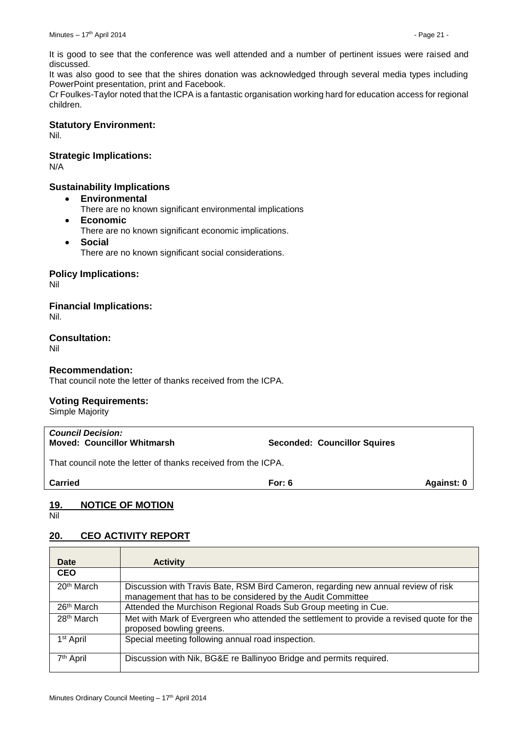It is good to see that the conference was well attended and a number of pertinent issues were raised and discussed.

It was also good to see that the shires donation was acknowledged through several media types including PowerPoint presentation, print and Facebook.

Cr Foulkes-Taylor noted that the ICPA is a fantastic organisation working hard for education access for regional children.

### Statutory Environment:

Nil.

### Strategic Implications:

N/A

### Sustainability Implications

- **Environmental**
  There are no known significant environmental implications
- **Economic**
  There are no known significant economic implications.
- **Social**
  There are no known significant social considerations.

### Policy Implications:

Nil

### Financial Implications:

Nil.

### Consultation:

Nil

### Recommendation:

That council note the letter of thanks received from the ICPA.

### Voting Requirements:

Simple Majority

***Council Decision:***
**Moved: Councillor Whitmarsh** **Seconded: Councillor Squires**

That council note the letter of thanks received from the ICPA.

**Carried** **For: 6** **Against: 0**

## 19. NOTICE OF MOTION

Nil

## 20. CEO ACTIVITY REPORT

| Date | Activity |
|---|---|
| **CEO** | |
| 20th March | Discussion with Travis Bate, RSM Bird Cameron, regarding new annual review of risk management that has to be considered by the Audit Committee |
| 26th March | Attended the Murchison Regional Roads Sub Group meeting in Cue. |
| 28th March | Met with Mark of Evergreen who attended the settlement to provide a revised quote for the proposed bowling greens. |
| 1st April | Special meeting following annual road inspection. |
| 7th April | Discussion with Nik, BG&E re Ballinyoo Bridge and permits required. |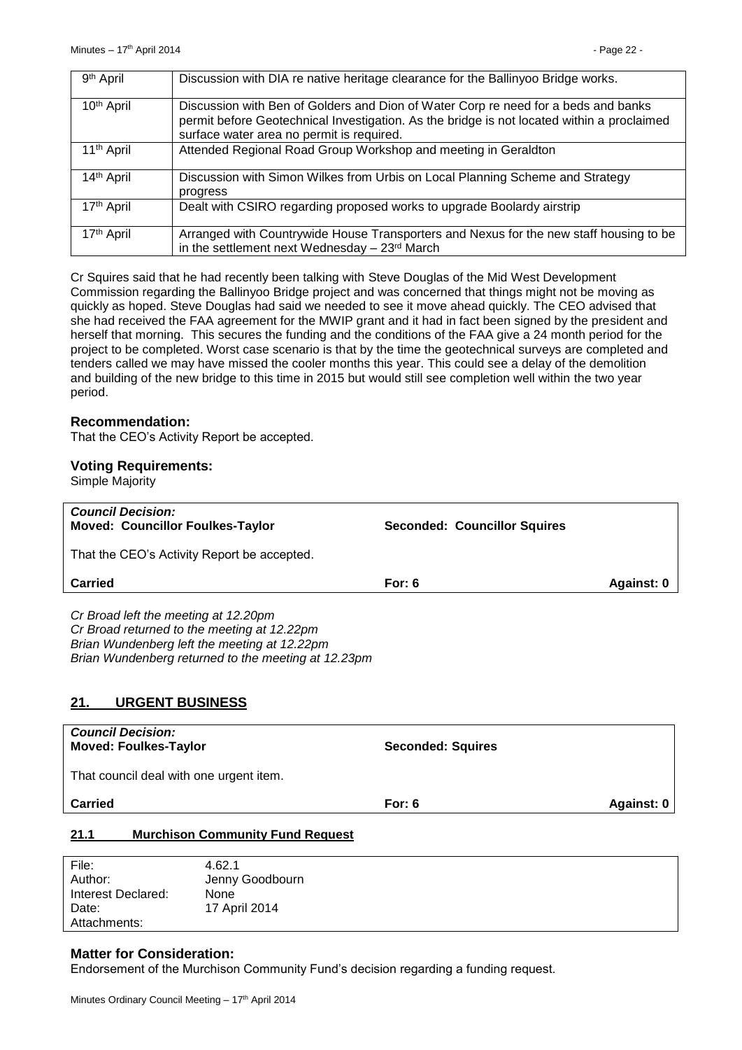| 9th April | Discussion with DIA re native heritage clearance for the Ballinyoo Bridge works. |
|---|---|
| 10th April | Discussion with Ben of Golders and Dion of Water Corp re need for a beds and banks permit before Geotechnical Investigation. As the bridge is not located within a proclaimed surface water area no permit is required. |
| 11th April | Attended Regional Road Group Workshop and meeting in Geraldton |
| 14th April | Discussion with Simon Wilkes from Urbis on Local Planning Scheme and Strategy progress |
| 17th April | Dealt with CSIRO regarding proposed works to upgrade Boolardy airstrip |
| 17th April | Arranged with Countrywide House Transporters and Nexus for the new staff housing to be in the settlement next Wednesday – 23rd March |

Cr Squires said that he had recently been talking with Steve Douglas of the Mid West Development Commission regarding the Ballinyoo Bridge project and was concerned that things might not be moving as quickly as hoped. Steve Douglas had said we needed to see it move ahead quickly. The CEO advised that she had received the FAA agreement for the MWIP grant and it had in fact been signed by the president and herself that morning. This secures the funding and the conditions of the FAA give a 24 month period for the project to be completed. Worst case scenario is that by the time the geotechnical surveys are completed and tenders called we may have missed the cooler months this year. This could see a delay of the demolition and building of the new bridge to this time in 2015 but would still see completion well within the two year period.

### Recommendation:

That the CEO's Activity Report be accepted.

### Voting Requirements:

Simple Majority

| ***Council Decision:*** **Moved: Councillor Foulkes-Taylor** | **Seconded: Councillor Squires** | |
|---|---|---|
| That the CEO's Activity Report be accepted. | | |
| **Carried** | **For: 6** | **Against: 0** |

*Cr Broad left the meeting at 12.20pm*
*Cr Broad returned to the meeting at 12.22pm*
*Brian Wundenberg left the meeting at 12.22pm*
*Brian Wundenberg returned to the meeting at 12.23pm*

## 21. URGENT BUSINESS

| ***Council Decision:*** **Moved: Foulkes-Taylor** | **Seconded: Squires** | |
|---|---|---|
| That council deal with one urgent item. | | |
| **Carried** | **For: 6** | **Against: 0** |

### 21.1 Murchison Community Fund Request

| | |
|---|---|
| File: | 4.62.1 |
| Author: | Jenny Goodbourn |
| Interest Declared: | None |
| Date: | 17 April 2014 |
| Attachments: | |

### Matter for Consideration:

Endorsement of the Murchison Community Fund's decision regarding a funding request.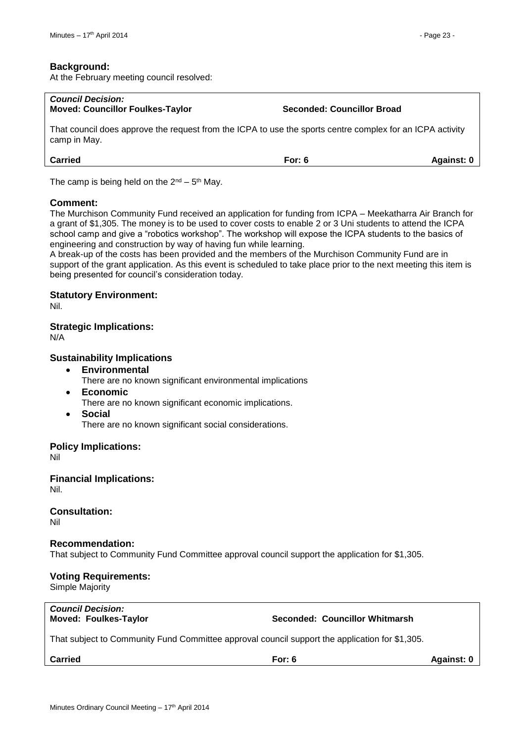## Background:

At the February meeting council resolved:

| *Council Decision:* | | |
|---|---|---|
| **Moved: Councillor Foulkes-Taylor** | **Seconded: Councillor Broad** | |
| That council does approve the request from the ICPA to use the sports centre complex for an ICPA activity camp in May. | | |
| **Carried** | **For: 6** | **Against: 0** |

The camp is being held on the 2nd – 5th May.

## Comment:

The Murchison Community Fund received an application for funding from ICPA – Meekatharra Air Branch for a grant of $1,305. The money is to be used to cover costs to enable 2 or 3 Uni students to attend the ICPA school camp and give a "robotics workshop". The workshop will expose the ICPA students to the basics of engineering and construction by way of having fun while learning.

A break-up of the costs has been provided and the members of the Murchison Community Fund are in support of the grant application. As this event is scheduled to take place prior to the next meeting this item is being presented for council's consideration today.

## Statutory Environment:

Nil.

## Strategic Implications:

N/A

## Sustainability Implications

- **Environmental**
  There are no known significant environmental implications
- **Economic**
  There are no known significant economic implications.
- **Social**
  There are no known significant social considerations.

## Policy Implications:

Nil

## Financial Implications:

Nil.

## Consultation:

Nil

## Recommendation:

That subject to Community Fund Committee approval council support the application for $1,305.

## Voting Requirements:

Simple Majority

| *Council Decision:* | | |
|---|---|---|
| **Moved: Foulkes-Taylor** | **Seconded: Councillor Whitmarsh** | |
| That subject to Community Fund Committee approval council support the application for $1,305. | | |
| **Carried** | **For: 6** | **Against: 0** |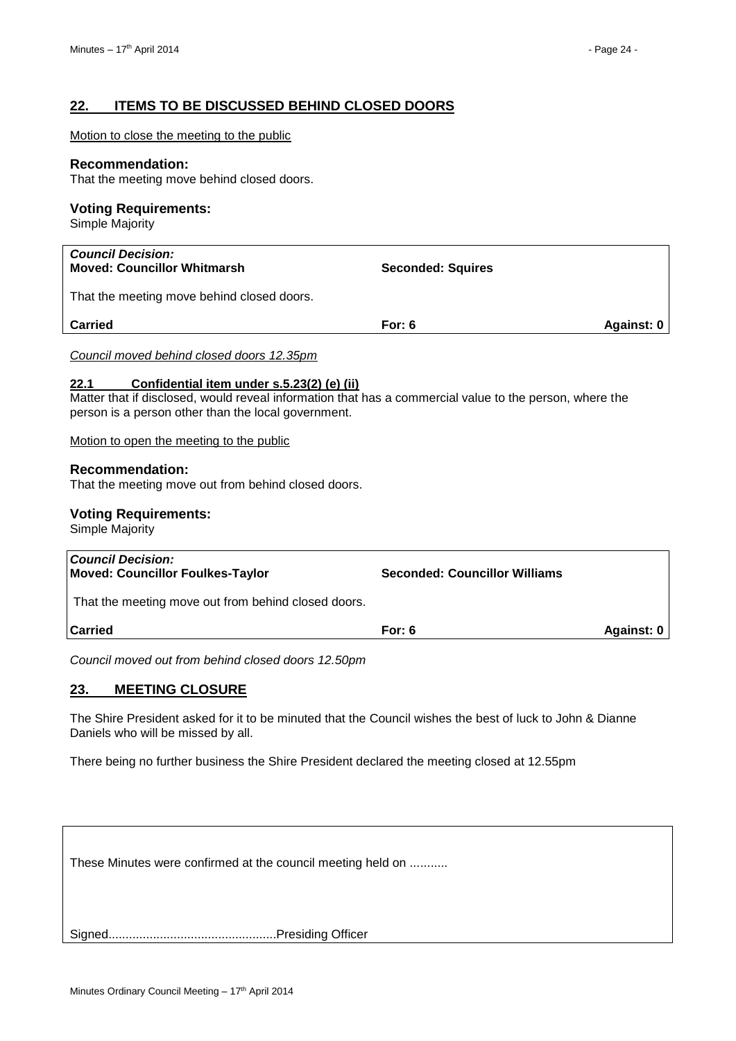## 22. ITEMS TO BE DISCUSSED BEHIND CLOSED DOORS

Motion to close the meeting to the public

### Recommendation:

That the meeting move behind closed doors.

### Voting Requirements:

Simple Majority

| | | |
|---|---|---|
| ***Council Decision:***<br>**Moved: Councillor Whitmarsh** | **Seconded: Squires** | |
| That the meeting move behind closed doors. | | |
| **Carried** | **For: 6** | **Against: 0** |

*Council moved behind closed doors 12.35pm*

**22.1 Confidential item under s.5.23(2) (e) (ii)**

Matter that if disclosed, would reveal information that has a commercial value to the person, where the person is a person other than the local government.

Motion to open the meeting to the public

### Recommendation:

That the meeting move out from behind closed doors.

### Voting Requirements:

Simple Majority

| | | |
|---|---|---|
| ***Council Decision:***<br>**Moved: Councillor Foulkes-Taylor** | **Seconded: Councillor Williams** | |
| That the meeting move out from behind closed doors. | | |
| **Carried** | **For: 6** | **Against: 0** |

*Council moved out from behind closed doors 12.50pm*

## 23. MEETING CLOSURE

The Shire President asked for it to be minuted that the Council wishes the best of luck to John & Dianne Daniels who will be missed by all.

There being no further business the Shire President declared the meeting closed at 12.55pm

These Minutes were confirmed at the council meeting held on ...........

Signed................................................Presiding Officer